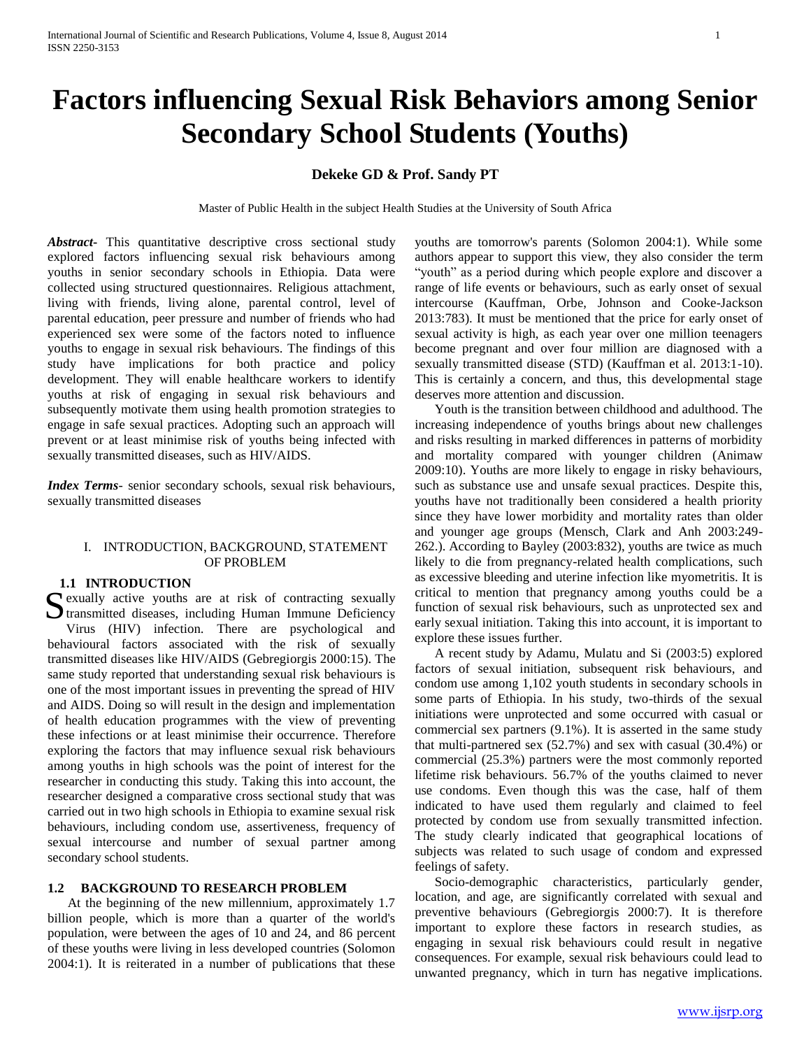# Factors influencing Sexual Risk Behaviors among Senior Secondary School Students (Youths)

**Dekeke GD & Prof. Sandy PT**

Master of Public Health in the subject Health Studies at the University of South Africa

***Abstract***- This quantitative descriptive cross sectional study explored factors influencing sexual risk behaviours among youths in senior secondary schools in Ethiopia. Data were collected using structured questionnaires. Religious attachment, living with friends, living alone, parental control, level of parental education, peer pressure and number of friends who had experienced sex were some of the factors noted to influence youths to engage in sexual risk behaviours. The findings of this study have implications for both practice and policy development. They will enable healthcare workers to identify youths at risk of engaging in sexual risk behaviours and subsequently motivate them using health promotion strategies to engage in safe sexual practices. Adopting such an approach will prevent or at least minimise risk of youths being infected with sexually transmitted diseases, such as HIV/AIDS.

***Index Terms***- senior secondary schools, sexual risk behaviours, sexually transmitted diseases

## I. INTRODUCTION, BACKGROUND, STATEMENT OF PROBLEM

### 1.1 INTRODUCTION

Sexually active youths are at risk of contracting sexually transmitted diseases, including Human Immune Deficiency Virus (HIV) infection. There are psychological and behavioural factors associated with the risk of sexually transmitted diseases like HIV/AIDS (Gebregiorgis 2000:15). The same study reported that understanding sexual risk behaviours is one of the most important issues in preventing the spread of HIV and AIDS. Doing so will result in the design and implementation of health education programmes with the view of preventing these infections or at least minimise their occurrence. Therefore exploring the factors that may influence sexual risk behaviours among youths in high schools was the point of interest for the researcher in conducting this study. Taking this into account, the researcher designed a comparative cross sectional study that was carried out in two high schools in Ethiopia to examine sexual risk behaviours, including condom use, assertiveness, frequency of sexual intercourse and number of sexual partner among secondary school students.

### 1.2 BACKGROUND TO RESEARCH PROBLEM

At the beginning of the new millennium, approximately 1.7 billion people, which is more than a quarter of the world's population, were between the ages of 10 and 24, and 86 percent of these youths were living in less developed countries (Solomon 2004:1). It is reiterated in a number of publications that these youths are tomorrow's parents (Solomon 2004:1). While some authors appear to support this view, they also consider the term "youth" as a period during which people explore and discover a range of life events or behaviours, such as early onset of sexual intercourse (Kauffman, Orbe, Johnson and Cooke-Jackson 2013:783). It must be mentioned that the price for early onset of sexual activity is high, as each year over one million teenagers become pregnant and over four million are diagnosed with a sexually transmitted disease (STD) (Kauffman et al. 2013:1-10). This is certainly a concern, and thus, this developmental stage deserves more attention and discussion.

Youth is the transition between childhood and adulthood. The increasing independence of youths brings about new challenges and risks resulting in marked differences in patterns of morbidity and mortality compared with younger children (Animaw 2009:10). Youths are more likely to engage in risky behaviours, such as substance use and unsafe sexual practices. Despite this, youths have not traditionally been considered a health priority since they have lower morbidity and mortality rates than older and younger age groups (Mensch, Clark and Anh 2003:249-262.). According to Bayley (2003:832), youths are twice as much likely to die from pregnancy-related health complications, such as excessive bleeding and uterine infection like myometritis. It is critical to mention that pregnancy among youths could be a function of sexual risk behaviours, such as unprotected sex and early sexual initiation. Taking this into account, it is important to explore these issues further.

A recent study by Adamu, Mulatu and Si (2003:5) explored factors of sexual initiation, subsequent risk behaviours, and condom use among 1,102 youth students in secondary schools in some parts of Ethiopia. In his study, two-thirds of the sexual initiations were unprotected and some occurred with casual or commercial sex partners (9.1%). It is asserted in the same study that multi-partnered sex (52.7%) and sex with casual (30.4%) or commercial (25.3%) partners were the most commonly reported lifetime risk behaviours. 56.7% of the youths claimed to never use condoms. Even though this was the case, half of them indicated to have used them regularly and claimed to feel protected by condom use from sexually transmitted infection. The study clearly indicated that geographical locations of subjects was related to such usage of condom and expressed feelings of safety.

Socio-demographic characteristics, particularly gender, location, and age, are significantly correlated with sexual and preventive behaviours (Gebregiorgis 2000:7). It is therefore important to explore these factors in research studies, as engaging in sexual risk behaviours could result in negative consequences. For example, sexual risk behaviours could lead to unwanted pregnancy, which in turn has negative implications.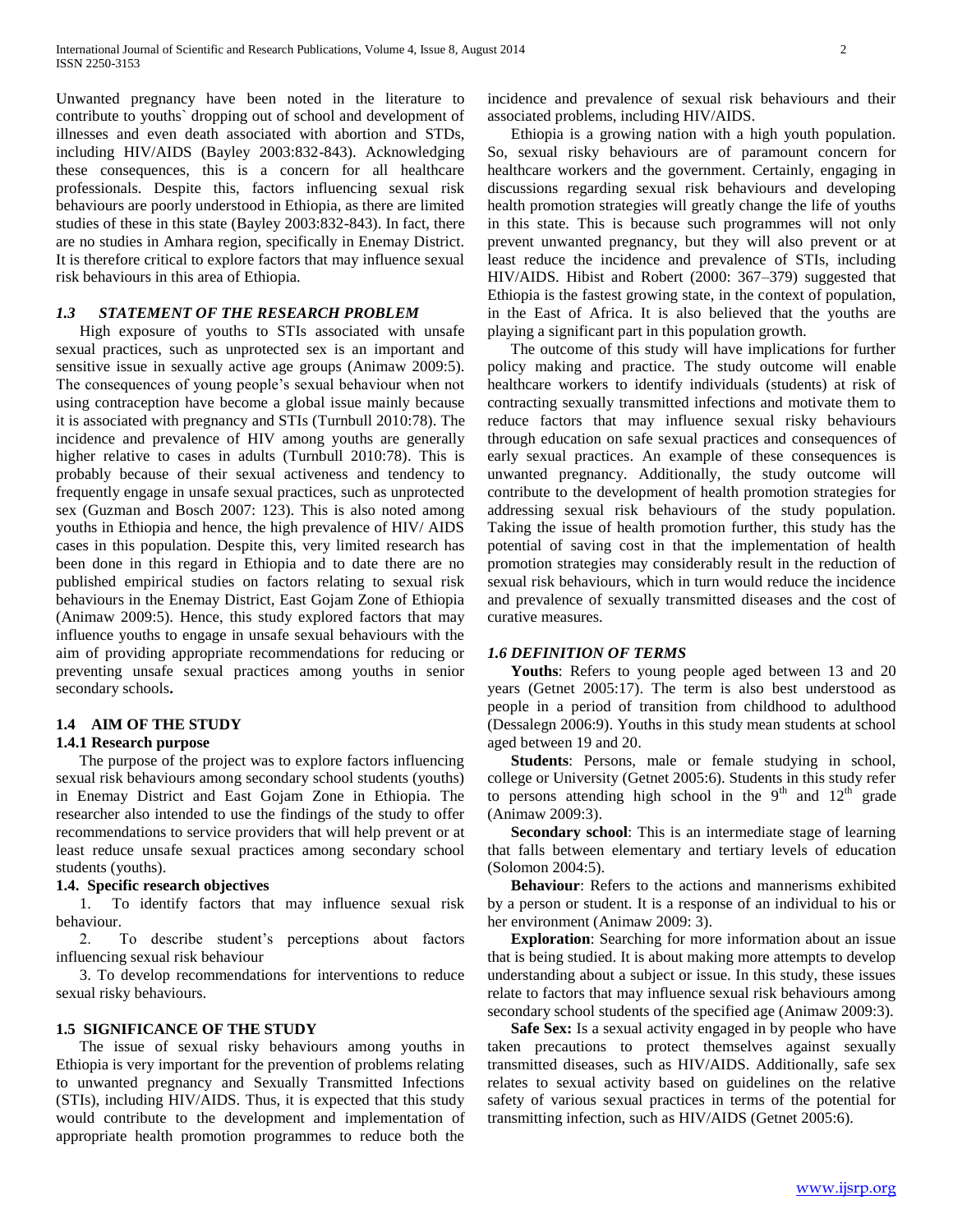Unwanted pregnancy have been noted in the literature to contribute to youths` dropping out of school and development of illnesses and even death associated with abortion and STDs, including HIV/AIDS (Bayley 2003:832-843). Acknowledging these consequences, this is a concern for all healthcare professionals. Despite this, factors influencing sexual risk behaviours are poorly understood in Ethiopia, as there are limited studies of these in this state (Bayley 2003:832-843). In fact, there are no studies in Amhara region, specifically in Enemay District. It is therefore critical to explore factors that may influence sexual risk behaviours in this area of Ethiopia.

### *1.3 STATEMENT OF THE RESEARCH PROBLEM*

High exposure of youths to STIs associated with unsafe sexual practices, such as unprotected sex is an important and sensitive issue in sexually active age groups (Animaw 2009:5). The consequences of young people's sexual behaviour when not using contraception have become a global issue mainly because it is associated with pregnancy and STIs (Turnbull 2010:78). The incidence and prevalence of HIV among youths are generally higher relative to cases in adults (Turnbull 2010:78). This is probably because of their sexual activeness and tendency to frequently engage in unsafe sexual practices, such as unprotected sex (Guzman and Bosch 2007: 123). This is also noted among youths in Ethiopia and hence, the high prevalence of HIV/ AIDS cases in this population. Despite this, very limited research has been done in this regard in Ethiopia and to date there are no published empirical studies on factors relating to sexual risk behaviours in the Enemay District, East Gojam Zone of Ethiopia (Animaw 2009:5). Hence, this study explored factors that may influence youths to engage in unsafe sexual behaviours with the aim of providing appropriate recommendations for reducing or preventing unsafe sexual practices among youths in senior secondary schools**.**

### 1.4 AIM OF THE STUDY

#### 1.4.1 Research purpose

The purpose of the project was to explore factors influencing sexual risk behaviours among secondary school students (youths) in Enemay District and East Gojam Zone in Ethiopia. The researcher also intended to use the findings of the study to offer recommendations to service providers that will help prevent or at least reduce unsafe sexual practices among secondary school students (youths).

#### 1.4. Specific research objectives

1. To identify factors that may influence sexual risk behaviour.
2. To describe student's perceptions about factors influencing sexual risk behaviour
3. To develop recommendations for interventions to reduce sexual risky behaviours.

### 1.5 SIGNIFICANCE OF THE STUDY

The issue of sexual risky behaviours among youths in Ethiopia is very important for the prevention of problems relating to unwanted pregnancy and Sexually Transmitted Infections (STIs), including HIV/AIDS. Thus, it is expected that this study would contribute to the development and implementation of appropriate health promotion programmes to reduce both the incidence and prevalence of sexual risk behaviours and their associated problems, including HIV/AIDS.

Ethiopia is a growing nation with a high youth population. So, sexual risky behaviours are of paramount concern for healthcare workers and the government. Certainly, engaging in discussions regarding sexual risk behaviours and developing health promotion strategies will greatly change the life of youths in this state. This is because such programmes will not only prevent unwanted pregnancy, but they will also prevent or at least reduce the incidence and prevalence of STIs, including HIV/AIDS. Hibist and Robert (2000: 367–379) suggested that Ethiopia is the fastest growing state, in the context of population, in the East of Africa. It is also believed that the youths are playing a significant part in this population growth.

The outcome of this study will have implications for further policy making and practice. The study outcome will enable healthcare workers to identify individuals (students) at risk of contracting sexually transmitted infections and motivate them to reduce factors that may influence sexual risky behaviours through education on safe sexual practices and consequences of early sexual practices. An example of these consequences is unwanted pregnancy. Additionally, the study outcome will contribute to the development of health promotion strategies for addressing sexual risk behaviours of the study population. Taking the issue of health promotion further, this study has the potential of saving cost in that the implementation of health promotion strategies may considerably result in the reduction of sexual risk behaviours, which in turn would reduce the incidence and prevalence of sexually transmitted diseases and the cost of curative measures.

### *1.6 DEFINITION OF TERMS*

**Youths**: Refers to young people aged between 13 and 20 years (Getnet 2005:17). The term is also best understood as people in a period of transition from childhood to adulthood (Dessalegn 2006:9). Youths in this study mean students at school aged between 19 and 20.

**Students**: Persons, male or female studying in school, college or University (Getnet 2005:6). Students in this study refer to persons attending high school in the 9th and 12th grade (Animaw 2009:3).

**Secondary school**: This is an intermediate stage of learning that falls between elementary and tertiary levels of education (Solomon 2004:5).

**Behaviour**: Refers to the actions and mannerisms exhibited by a person or student. It is a response of an individual to his or her environment (Animaw 2009: 3).

**Exploration**: Searching for more information about an issue that is being studied. It is about making more attempts to develop understanding about a subject or issue. In this study, these issues relate to factors that may influence sexual risk behaviours among secondary school students of the specified age (Animaw 2009:3).

**Safe Sex:** Is a sexual activity engaged in by people who have taken precautions to protect themselves against sexually transmitted diseases, such as HIV/AIDS. Additionally, safe sex relates to sexual activity based on guidelines on the relative safety of various sexual practices in terms of the potential for transmitting infection, such as HIV/AIDS (Getnet 2005:6).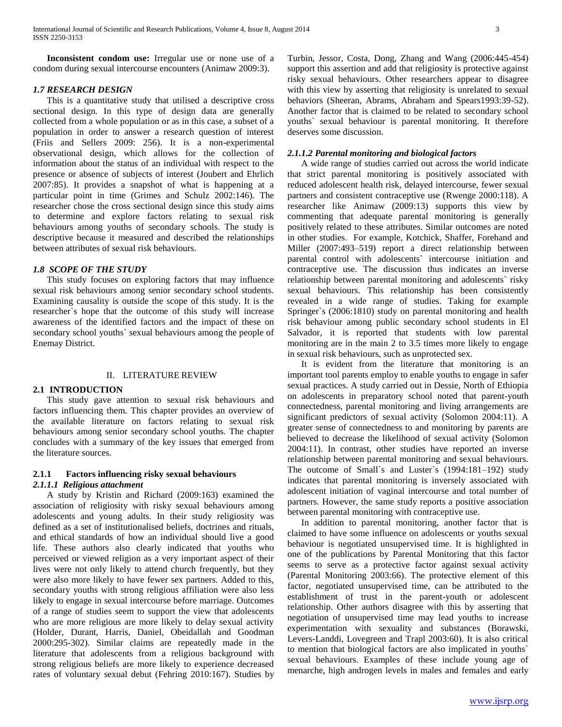**Inconsistent condom use:** Irregular use or none use of a condom during sexual intercourse encounters (Animaw 2009:3).

### *1.7 RESEARCH DESIGN*

This is a quantitative study that utilised a descriptive cross sectional design. In this type of design data are generally collected from a whole population or as in this case, a subset of a population in order to answer a research question of interest (Friis and Sellers 2009: 256). It is a non-experimental observational design, which allows for the collection of information about the status of an individual with respect to the presence or absence of subjects of interest (Joubert and Ehrlich 2007:85). It provides a snapshot of what is happening at a particular point in time (Grimes and Schulz 2002:146). The researcher chose the cross sectional design since this study aims to determine and explore factors relating to sexual risk behaviours among youths of secondary schools. The study is descriptive because it measured and described the relationships between attributes of sexual risk behaviours.

### *1.8 SCOPE OF THE STUDY*

This study focuses on exploring factors that may influence sexual risk behaviours among senior secondary school students. Examining causality is outside the scope of this study. It is the researcher`s hope that the outcome of this study will increase awareness of the identified factors and the impact of these on secondary school youths` sexual behaviours among the people of Enemay District.

## II. LITERATURE REVIEW

### 2.1 INTRODUCTION

This study gave attention to sexual risk behaviours and factors influencing them. This chapter provides an overview of the available literature on factors relating to sexual risk behaviours among senior secondary school youths. The chapter concludes with a summary of the key issues that emerged from the literature sources.

### 2.1.1 Factors influencing risky sexual behaviours

#### *2.1.1.1 Religious attachment*

A study by Kristin and Richard (2009:163) examined the association of religiosity with risky sexual behaviours among adolescents and young adults. In their study religiosity was defined as a set of institutionalised beliefs, doctrines and rituals, and ethical standards of how an individual should live a good life. These authors also clearly indicated that youths who perceived or viewed religion as a very important aspect of their lives were not only likely to attend church frequently, but they were also more likely to have fewer sex partners. Added to this, secondary youths with strong religious affiliation were also less likely to engage in sexual intercourse before marriage. Outcomes of a range of studies seem to support the view that adolescents who are more religious are more likely to delay sexual activity (Holder, Durant, Harris, Daniel, Obeidallah and Goodman 2000:295-302). Similar claims are repeatedly made in the literature that adolescents from a religious background with strong religious beliefs are more likely to experience decreased rates of voluntary sexual debut (Fehring 2010:167). Studies by Turbin, Jessor, Costa, Dong, Zhang and Wang (2006:445-454) support this assertion and add that religiosity is protective against risky sexual behaviours. Other researchers appear to disagree with this view by asserting that religiosity is unrelated to sexual behaviors (Sheeran, Abrams, Abraham and Spears1993:39-52). Another factor that is claimed to be related to secondary school youths` sexual behaviour is parental monitoring. It therefore deserves some discussion.

#### *2.1.1.2 Parental monitoring and biological factors*

A wide range of studies carried out across the world indicate that strict parental monitoring is positively associated with reduced adolescent health risk, delayed intercourse, fewer sexual partners and consistent contraceptive use (Rwenge 2000:118). A researcher like Animaw (2009:13) supports this view by commenting that adequate parental monitoring is generally positively related to these attributes. Similar outcomes are noted in other studies. For example, Kotchick, Shaffer, Forehand and Miller (2007:493–519) report a direct relationship between parental control with adolescents` intercourse initiation and contraceptive use. The discussion thus indicates an inverse relationship between parental monitoring and adolescents` risky sexual behaviours. This relationship has been consistently revealed in a wide range of studies. Taking for example Springer`s (2006:1810) study on parental monitoring and health risk behaviour among public secondary school students in El Salvador, it is reported that students with low parental monitoring are in the main 2 to 3.5 times more likely to engage in sexual risk behaviours, such as unprotected sex.

It is evident from the literature that monitoring is an important tool parents employ to enable youths to engage in safer sexual practices. A study carried out in Dessie, North of Ethiopia on adolescents in preparatory school noted that parent-youth connectedness, parental monitoring and living arrangements are significant predictors of sexual activity (Solomon 2004:11). A greater sense of connectedness to and monitoring by parents are believed to decrease the likelihood of sexual activity (Solomon 2004:11). In contrast, other studies have reported an inverse relationship between parental monitoring and sexual behaviours. The outcome of Small`s and Luster`s (1994:181–192) study indicates that parental monitoring is inversely associated with adolescent initiation of vaginal intercourse and total number of partners. However, the same study reports a positive association between parental monitoring with contraceptive use.

In addition to parental monitoring, another factor that is claimed to have some influence on adolescents or youths sexual behaviour is negotiated unsupervised time. It is highlighted in one of the publications by Parental Monitoring that this factor seems to serve as a protective factor against sexual activity (Parental Monitoring 2003:66). The protective element of this factor, negotiated unsupervised time, can be attributed to the establishment of trust in the parent-youth or adolescent relationship. Other authors disagree with this by asserting that negotiation of unsupervised time may lead youths to increase experimentation with sexuality and substances (Borawski, Levers-Landdi, Lovegreen and Trapl 2003:60). It is also critical to mention that biological factors are also implicated in youths` sexual behaviours. Examples of these include young age of menarche, high androgen levels in males and females and early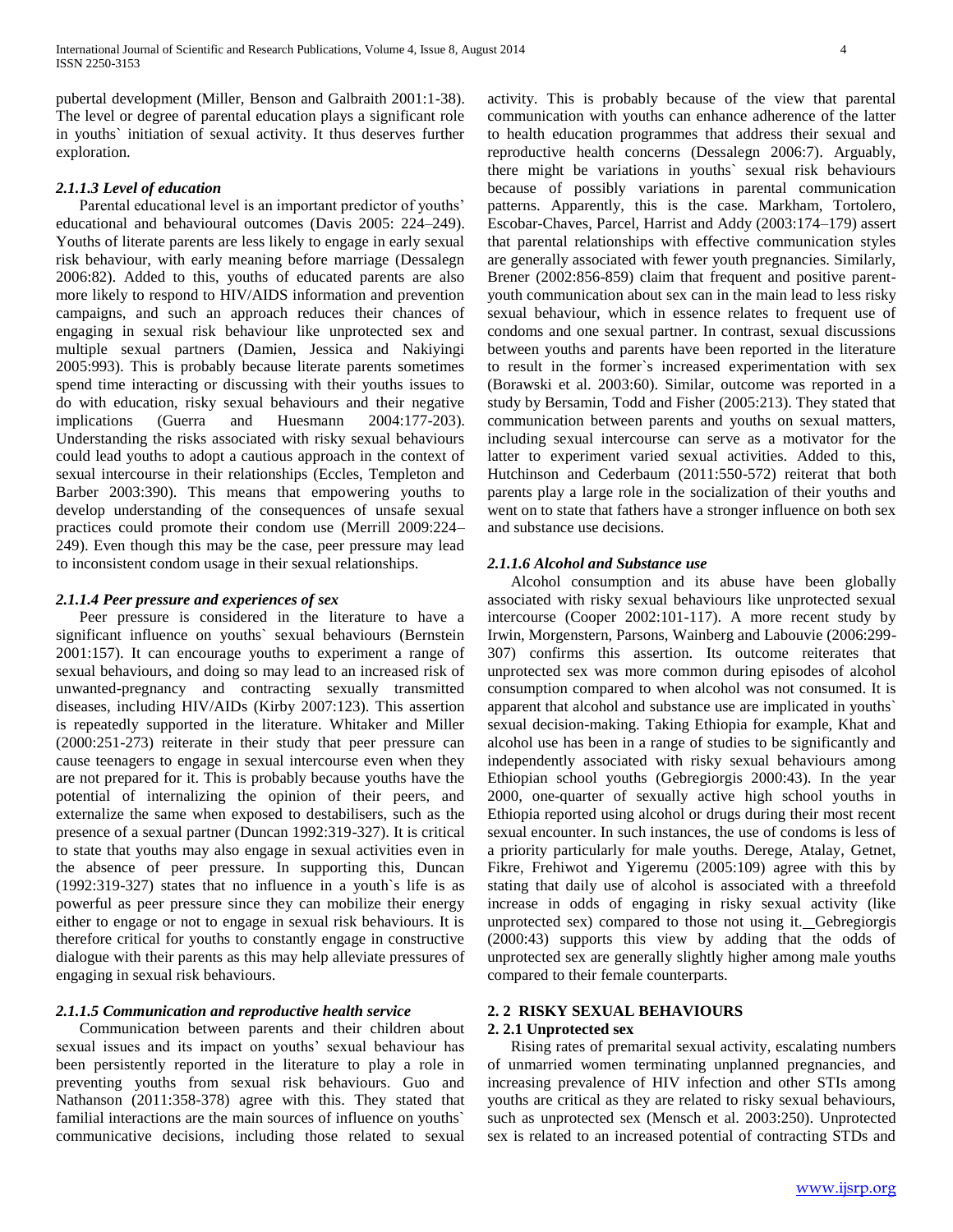pubertal development (Miller, Benson and Galbraith 2001:1-38). The level or degree of parental education plays a significant role in youths` initiation of sexual activity. It thus deserves further exploration.

#### *2.1.1.3 Level of education*

Parental educational level is an important predictor of youths' educational and behavioural outcomes (Davis 2005: 224–249). Youths of literate parents are less likely to engage in early sexual risk behaviour, with early meaning before marriage (Dessalegn 2006:82). Added to this, youths of educated parents are also more likely to respond to HIV/AIDS information and prevention campaigns, and such an approach reduces their chances of engaging in sexual risk behaviour like unprotected sex and multiple sexual partners (Damien, Jessica and Nakiyingi 2005:993). This is probably because literate parents sometimes spend time interacting or discussing with their youths issues to do with education, risky sexual behaviours and their negative implications (Guerra and Huesmann 2004:177-203). Understanding the risks associated with risky sexual behaviours could lead youths to adopt a cautious approach in the context of sexual intercourse in their relationships (Eccles, Templeton and Barber 2003:390). This means that empowering youths to develop understanding of the consequences of unsafe sexual practices could promote their condom use (Merrill 2009:224–249). Even though this may be the case, peer pressure may lead to inconsistent condom usage in their sexual relationships.

#### *2.1.1.4 Peer pressure and experiences of sex*

Peer pressure is considered in the literature to have a significant influence on youths` sexual behaviours (Bernstein 2001:157). It can encourage youths to experiment a range of sexual behaviours, and doing so may lead to an increased risk of unwanted-pregnancy and contracting sexually transmitted diseases, including HIV/AIDs (Kirby 2007:123). This assertion is repeatedly supported in the literature. Whitaker and Miller (2000:251-273) reiterate in their study that peer pressure can cause teenagers to engage in sexual intercourse even when they are not prepared for it. This is probably because youths have the potential of internalizing the opinion of their peers, and externalize the same when exposed to destabilisers, such as the presence of a sexual partner (Duncan 1992:319-327). It is critical to state that youths may also engage in sexual activities even in the absence of peer pressure. In supporting this, Duncan (1992:319-327) states that no influence in a youth`s life is as powerful as peer pressure since they can mobilize their energy either to engage or not to engage in sexual risk behaviours. It is therefore critical for youths to constantly engage in constructive dialogue with their parents as this may help alleviate pressures of engaging in sexual risk behaviours.

#### *2.1.1.5 Communication and reproductive health service*

Communication between parents and their children about sexual issues and its impact on youths' sexual behaviour has been persistently reported in the literature to play a role in preventing youths from sexual risk behaviours. Guo and Nathanson (2011:358-378) agree with this. They stated that familial interactions are the main sources of influence on youths` communicative decisions, including those related to sexual activity. This is probably because of the view that parental communication with youths can enhance adherence of the latter to health education programmes that address their sexual and reproductive health concerns (Dessalegn 2006:7). Arguably, there might be variations in youths` sexual risk behaviours because of possibly variations in parental communication patterns. Apparently, this is the case. Markham, Tortolero, Escobar-Chaves, Parcel, Harrist and Addy (2003:174–179) assert that parental relationships with effective communication styles are generally associated with fewer youth pregnancies. Similarly, Brener (2002:856-859) claim that frequent and positive parent-youth communication about sex can in the main lead to less risky sexual behaviour, which in essence relates to frequent use of condoms and one sexual partner. In contrast, sexual discussions between youths and parents have been reported in the literature to result in the former`s increased experimentation with sex (Borawski et al. 2003:60). Similar, outcome was reported in a study by Bersamin, Todd and Fisher (2005:213). They stated that communication between parents and youths on sexual matters, including sexual intercourse can serve as a motivator for the latter to experiment varied sexual activities. Added to this, Hutchinson and Cederbaum (2011:550-572) reiterat that both parents play a large role in the socialization of their youths and went on to state that fathers have a stronger influence on both sex and substance use decisions.

#### *2.1.1.6 Alcohol and Substance use*

Alcohol consumption and its abuse have been globally associated with risky sexual behaviours like unprotected sexual intercourse (Cooper 2002:101-117). A more recent study by Irwin, Morgenstern, Parsons, Wainberg and Labouvie (2006:299-307) confirms this assertion. Its outcome reiterates that unprotected sex was more common during episodes of alcohol consumption compared to when alcohol was not consumed. It is apparent that alcohol and substance use are implicated in youths` sexual decision-making. Taking Ethiopia for example, Khat and alcohol use has been in a range of studies to be significantly and independently associated with risky sexual behaviours among Ethiopian school youths (Gebregiorgis 2000:43). In the year 2000, one-quarter of sexually active high school youths in Ethiopia reported using alcohol or drugs during their most recent sexual encounter. In such instances, the use of condoms is less of a priority particularly for male youths. Derege, Atalay, Getnet, Fikre, Frehiwot and Yigeremu (2005:109) agree with this by stating that daily use of alcohol is associated with a threefold increase in odds of engaging in risky sexual activity (like unprotected sex) compared to those not using it. Gebregiorgis (2000:43) supports this view by adding that the odds of unprotected sex are generally slightly higher among male youths compared to their female counterparts.

## 2. 2 RISKY SEXUAL BEHAVIOURS

### 2. 2.1 Unprotected sex

Rising rates of premarital sexual activity, escalating numbers of unmarried women terminating unplanned pregnancies, and increasing prevalence of HIV infection and other STIs among youths are critical as they are related to risky sexual behaviours, such as unprotected sex (Mensch et al. 2003:250). Unprotected sex is related to an increased potential of contracting STDs and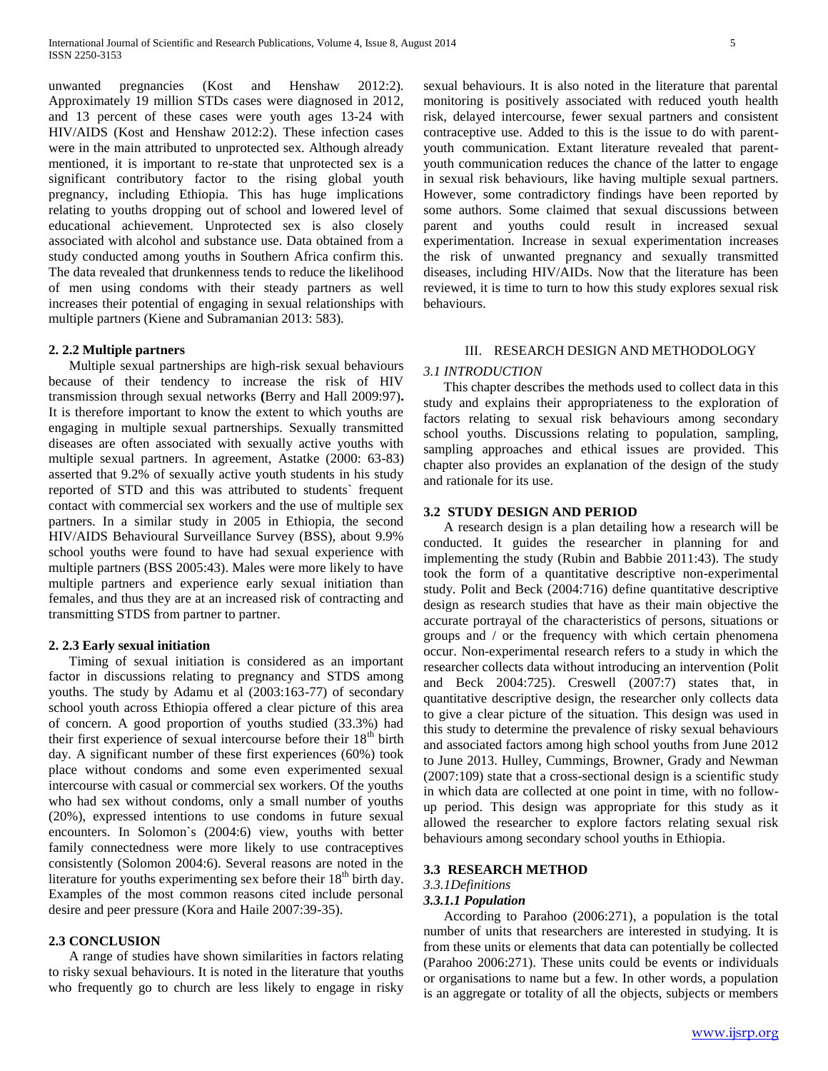unwanted pregnancies (Kost and Henshaw 2012:2). Approximately 19 million STDs cases were diagnosed in 2012, and 13 percent of these cases were youth ages 13-24 with HIV/AIDS (Kost and Henshaw 2012:2). These infection cases were in the main attributed to unprotected sex. Although already mentioned, it is important to re-state that unprotected sex is a significant contributory factor to the rising global youth pregnancy, including Ethiopia. This has huge implications relating to youths dropping out of school and lowered level of educational achievement. Unprotected sex is also closely associated with alcohol and substance use. Data obtained from a study conducted among youths in Southern Africa confirm this. The data revealed that drunkenness tends to reduce the likelihood of men using condoms with their steady partners as well increases their potential of engaging in sexual relationships with multiple partners (Kiene and Subramanian 2013: 583).

### 2. 2.2 Multiple partners

Multiple sexual partnerships are high-risk sexual behaviours because of their tendency to increase the risk of HIV transmission through sexual networks **(**Berry and Hall 2009:97)**.** It is therefore important to know the extent to which youths are engaging in multiple sexual partnerships. Sexually transmitted diseases are often associated with sexually active youths with multiple sexual partners. In agreement, Astatke (2000: 63-83) asserted that 9.2% of sexually active youth students in his study reported of STD and this was attributed to students` frequent contact with commercial sex workers and the use of multiple sex partners. In a similar study in 2005 in Ethiopia, the second HIV/AIDS Behavioural Surveillance Survey (BSS), about 9.9% school youths were found to have had sexual experience with multiple partners (BSS 2005:43). Males were more likely to have multiple partners and experience early sexual initiation than females, and thus they are at an increased risk of contracting and transmitting STDS from partner to partner.

### 2. 2.3 Early sexual initiation

Timing of sexual initiation is considered as an important factor in discussions relating to pregnancy and STDS among youths. The study by Adamu et al (2003:163-77) of secondary school youth across Ethiopia offered a clear picture of this area of concern. A good proportion of youths studied (33.3%) had their first experience of sexual intercourse before their 18th birth day. A significant number of these first experiences (60%) took place without condoms and some even experimented sexual intercourse with casual or commercial sex workers. Of the youths who had sex without condoms, only a small number of youths (20%), expressed intentions to use condoms in future sexual encounters. In Solomon`s (2004:6) view, youths with better family connectedness were more likely to use contraceptives consistently (Solomon 2004:6). Several reasons are noted in the literature for youths experimenting sex before their 18th birth day. Examples of the most common reasons cited include personal desire and peer pressure (Kora and Haile 2007:39-35).

### 2.3 CONCLUSION

A range of studies have shown similarities in factors relating to risky sexual behaviours. It is noted in the literature that youths who frequently go to church are less likely to engage in risky sexual behaviours. It is also noted in the literature that parental monitoring is positively associated with reduced youth health risk, delayed intercourse, fewer sexual partners and consistent contraceptive use. Added to this is the issue to do with parent-youth communication. Extant literature revealed that parent-youth communication reduces the chance of the latter to engage in sexual risk behaviours, like having multiple sexual partners. However, some contradictory findings have been reported by some authors. Some claimed that sexual discussions between parent and youths could result in increased sexual experimentation. Increase in sexual experimentation increases the risk of unwanted pregnancy and sexually transmitted diseases, including HIV/AIDs. Now that the literature has been reviewed, it is time to turn to how this study explores sexual risk behaviours.

## III. RESEARCH DESIGN AND METHODOLOGY

### *3.1 INTRODUCTION*

This chapter describes the methods used to collect data in this study and explains their appropriateness to the exploration of factors relating to sexual risk behaviours among secondary school youths. Discussions relating to population, sampling, sampling approaches and ethical issues are provided. This chapter also provides an explanation of the design of the study and rationale for its use.

### 3.2 STUDY DESIGN AND PERIOD

A research design is a plan detailing how a research will be conducted. It guides the researcher in planning for and implementing the study (Rubin and Babbie 2011:43). The study took the form of a quantitative descriptive non-experimental study. Polit and Beck (2004:716) define quantitative descriptive design as research studies that have as their main objective the accurate portrayal of the characteristics of persons, situations or groups and / or the frequency with which certain phenomena occur. Non-experimental research refers to a study in which the researcher collects data without introducing an intervention (Polit and Beck 2004:725). Creswell (2007:7) states that, in quantitative descriptive design, the researcher only collects data to give a clear picture of the situation. This design was used in this study to determine the prevalence of risky sexual behaviours and associated factors among high school youths from June 2012 to June 2013. Hulley, Cummings, Browner, Grady and Newman (2007:109) state that a cross-sectional design is a scientific study in which data are collected at one point in time, with no follow-up period. This design was appropriate for this study as it allowed the researcher to explore factors relating sexual risk behaviours among secondary school youths in Ethiopia.

### 3.3 RESEARCH METHOD

#### *3.3.1Definitions*

#### ***3.3.1.1 Population***

According to Parahoo (2006:271), a population is the total number of units that researchers are interested in studying. It is from these units or elements that data can potentially be collected (Parahoo 2006:271). These units could be events or individuals or organisations to name but a few. In other words, a population is an aggregate or totality of all the objects, subjects or members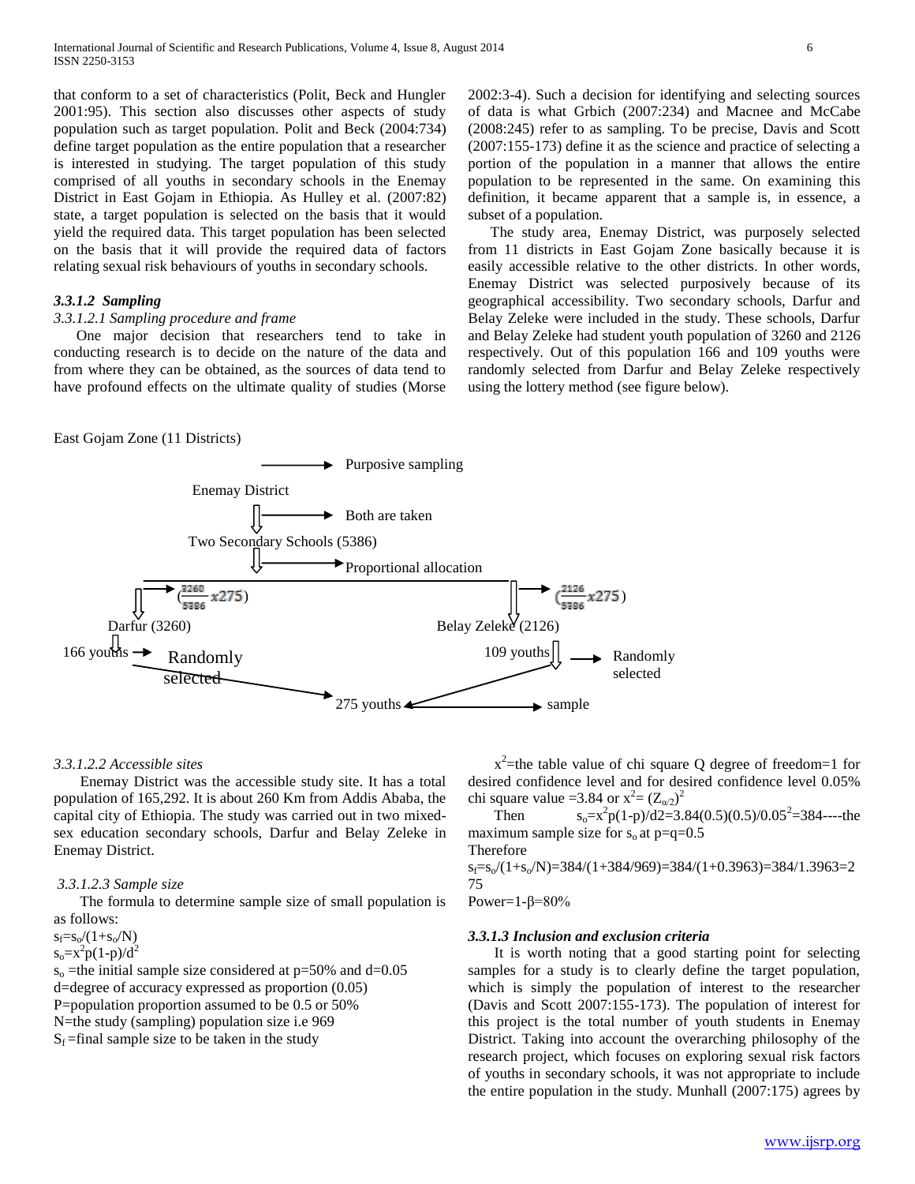that conform to a set of characteristics (Polit, Beck and Hungler 2001:95). This section also discusses other aspects of study population such as target population. Polit and Beck (2004:734) define target population as the entire population that a researcher is interested in studying. The target population of this study comprised of all youths in secondary schools in the Enemay District in East Gojam in Ethiopia. As Hulley et al. (2007:82) state, a target population is selected on the basis that it would yield the required data. This target population has been selected on the basis that it will provide the required data of factors relating sexual risk behaviours of youths in secondary schools.

#### *3.3.1.2 Sampling*

*3.3.1.2.1 Sampling procedure and frame*

One major decision that researchers tend to take in conducting research is to decide on the nature of the data and from where they can be obtained, as the sources of data tend to have profound effects on the ultimate quality of studies (Morse 2002:3-4). Such a decision for identifying and selecting sources of data is what Grbich (2007:234) and Macnee and McCabe (2008:245) refer to as sampling. To be precise, Davis and Scott (2007:155-173) define it as the science and practice of selecting a portion of the population in a manner that allows the entire population to be represented in the same. On examining this definition, it became apparent that a sample is, in essence, a subset of a population.

The study area, Enemay District, was purposely selected from 11 districts in East Gojam Zone basically because it is easily accessible relative to the other districts. In other words, Enemay District was selected purposively because of its geographical accessibility. Two secondary schools, Darfur and Belay Zeleke were included in the study. These schools, Darfur and Belay Zeleke had student youth population of 3260 and 2126 respectively. Out of this population 166 and 109 youths were randomly selected from Darfur and Belay Zeleke respectively using the lottery method (see figure below).

East Gojam Zone (11 Districts)

→ Purposive sampling

Enemay District

→ Both are taken

Two Secondary Schools (5386)

→ Proportional allocation

$(\frac{3260}{5386} x275)$ $(\frac{2126}{5386} x275)$

Darfur (3260) Belay Zeleke (2126)

166 youths → Randomly selected 109 youths → Randomly selected

275 youths ↔ sample

*3.3.1.2.2 Accessible sites*

Enemay District was the accessible study site. It has a total population of 165,292. It is about 260 Km from Addis Ababa, the capital city of Ethiopia. The study was carried out in two mixed-sex education secondary schools, Darfur and Belay Zeleke in Enemay District.

*3.3.1.2.3 Sample size*

The formula to determine sample size of small population is as follows:

$s_f=s_o/(1+s_o/N)$

$s_o=x^2p(1-p)/d^2$

$s_o$ =the initial sample size considered at p=50% and d=0.05

d=degree of accuracy expressed as proportion (0.05)

P=population proportion assumed to be 0.5 or 50%

N=the study (sampling) population size i.e 969

$S_f$ =final sample size to be taken in the study

$x^2$=the table value of chi square Q degree of freedom=1 for desired confidence level and for desired confidence level 0.05% chi square value =3.84 or $x^2=(Z_{\alpha/2})^2$

Then $s_o=x^2p(1-p)/d2=3.84(0.5)(0.5)/0.05^2=384$----the maximum sample size for $s_o$ at p=q=0.5

Therefore

$s_f=s_o/(1+s_o/N)=384/(1+384/969)=384/(1+0.3963)=384/1.3963=275$

Power=1-β=80%

#### *3.3.1.3 Inclusion and exclusion criteria*

It is worth noting that a good starting point for selecting samples for a study is to clearly define the target population, which is simply the population of interest to the researcher (Davis and Scott 2007:155-173). The population of interest for this project is the total number of youth students in Enemay District. Taking into account the overarching philosophy of the research project, which focuses on exploring sexual risk factors of youths in secondary schools, it was not appropriate to include the entire population in the study. Munhall (2007:175) agrees by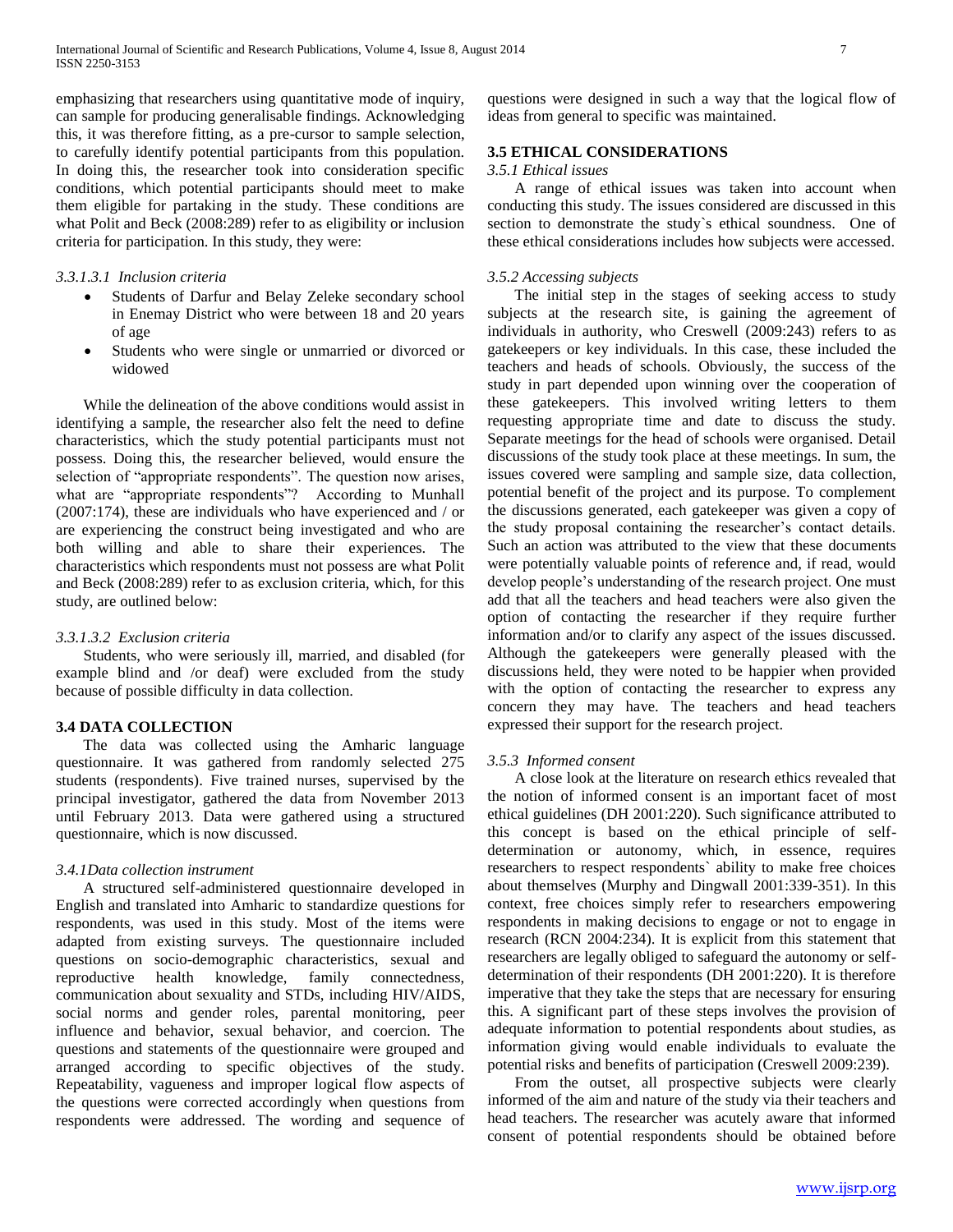emphasizing that researchers using quantitative mode of inquiry, can sample for producing generalisable findings. Acknowledging this, it was therefore fitting, as a pre-cursor to sample selection, to carefully identify potential participants from this population. In doing this, the researcher took into consideration specific conditions, which potential participants should meet to make them eligible for partaking in the study. These conditions are what Polit and Beck (2008:289) refer to as eligibility or inclusion criteria for participation. In this study, they were:

*3.3.1.3.1 Inclusion criteria*

- Students of Darfur and Belay Zeleke secondary school in Enemay District who were between 18 and 20 years of age
- Students who were single or unmarried or divorced or widowed

While the delineation of the above conditions would assist in identifying a sample, the researcher also felt the need to define characteristics, which the study potential participants must not possess. Doing this, the researcher believed, would ensure the selection of "appropriate respondents". The question now arises, what are "appropriate respondents"? According to Munhall (2007:174), these are individuals who have experienced and / or are experiencing the construct being investigated and who are both willing and able to share their experiences. The characteristics which respondents must not possess are what Polit and Beck (2008:289) refer to as exclusion criteria, which, for this study, are outlined below:

*3.3.1.3.2 Exclusion criteria*

Students, who were seriously ill, married, and disabled (for example blind and /or deaf) were excluded from the study because of possible difficulty in data collection.

## 3.4 DATA COLLECTION

The data was collected using the Amharic language questionnaire. It was gathered from randomly selected 275 students (respondents). Five trained nurses, supervised by the principal investigator, gathered the data from November 2013 until February 2013. Data were gathered using a structured questionnaire, which is now discussed.

*3.4.1Data collection instrument*

A structured self-administered questionnaire developed in English and translated into Amharic to standardize questions for respondents, was used in this study. Most of the items were adapted from existing surveys. The questionnaire included questions on socio-demographic characteristics, sexual and reproductive health knowledge, family connectedness, communication about sexuality and STDs, including HIV/AIDS, social norms and gender roles, parental monitoring, peer influence and behavior, sexual behavior, and coercion. The questions and statements of the questionnaire were grouped and arranged according to specific objectives of the study. Repeatability, vagueness and improper logical flow aspects of the questions were corrected accordingly when questions from respondents were addressed. The wording and sequence of questions were designed in such a way that the logical flow of ideas from general to specific was maintained.

## 3.5 ETHICAL CONSIDERATIONS

*3.5.1 Ethical issues*

A range of ethical issues was taken into account when conducting this study. The issues considered are discussed in this section to demonstrate the study`s ethical soundness. One of these ethical considerations includes how subjects were accessed.

*3.5.2 Accessing subjects*

The initial step in the stages of seeking access to study subjects at the research site, is gaining the agreement of individuals in authority, who Creswell (2009:243) refers to as gatekeepers or key individuals. In this case, these included the teachers and heads of schools. Obviously, the success of the study in part depended upon winning over the cooperation of these gatekeepers. This involved writing letters to them requesting appropriate time and date to discuss the study. Separate meetings for the head of schools were organised. Detail discussions of the study took place at these meetings. In sum, the issues covered were sampling and sample size, data collection, potential benefit of the project and its purpose. To complement the discussions generated, each gatekeeper was given a copy of the study proposal containing the researcher's contact details. Such an action was attributed to the view that these documents were potentially valuable points of reference and, if read, would develop people's understanding of the research project. One must add that all the teachers and head teachers were also given the option of contacting the researcher if they require further information and/or to clarify any aspect of the issues discussed. Although the gatekeepers were generally pleased with the discussions held, they were noted to be happier when provided with the option of contacting the researcher to express any concern they may have. The teachers and head teachers expressed their support for the research project.

*3.5.3 Informed consent*

A close look at the literature on research ethics revealed that the notion of informed consent is an important facet of most ethical guidelines (DH 2001:220). Such significance attributed to this concept is based on the ethical principle of self-determination or autonomy, which, in essence, requires researchers to respect respondents` ability to make free choices about themselves (Murphy and Dingwall 2001:339-351). In this context, free choices simply refer to researchers empowering respondents in making decisions to engage or not to engage in research (RCN 2004:234). It is explicit from this statement that researchers are legally obliged to safeguard the autonomy or self-determination of their respondents (DH 2001:220). It is therefore imperative that they take the steps that are necessary for ensuring this. A significant part of these steps involves the provision of adequate information to potential respondents about studies, as information giving would enable individuals to evaluate the potential risks and benefits of participation (Creswell 2009:239).

From the outset, all prospective subjects were clearly informed of the aim and nature of the study via their teachers and head teachers. The researcher was acutely aware that informed consent of potential respondents should be obtained before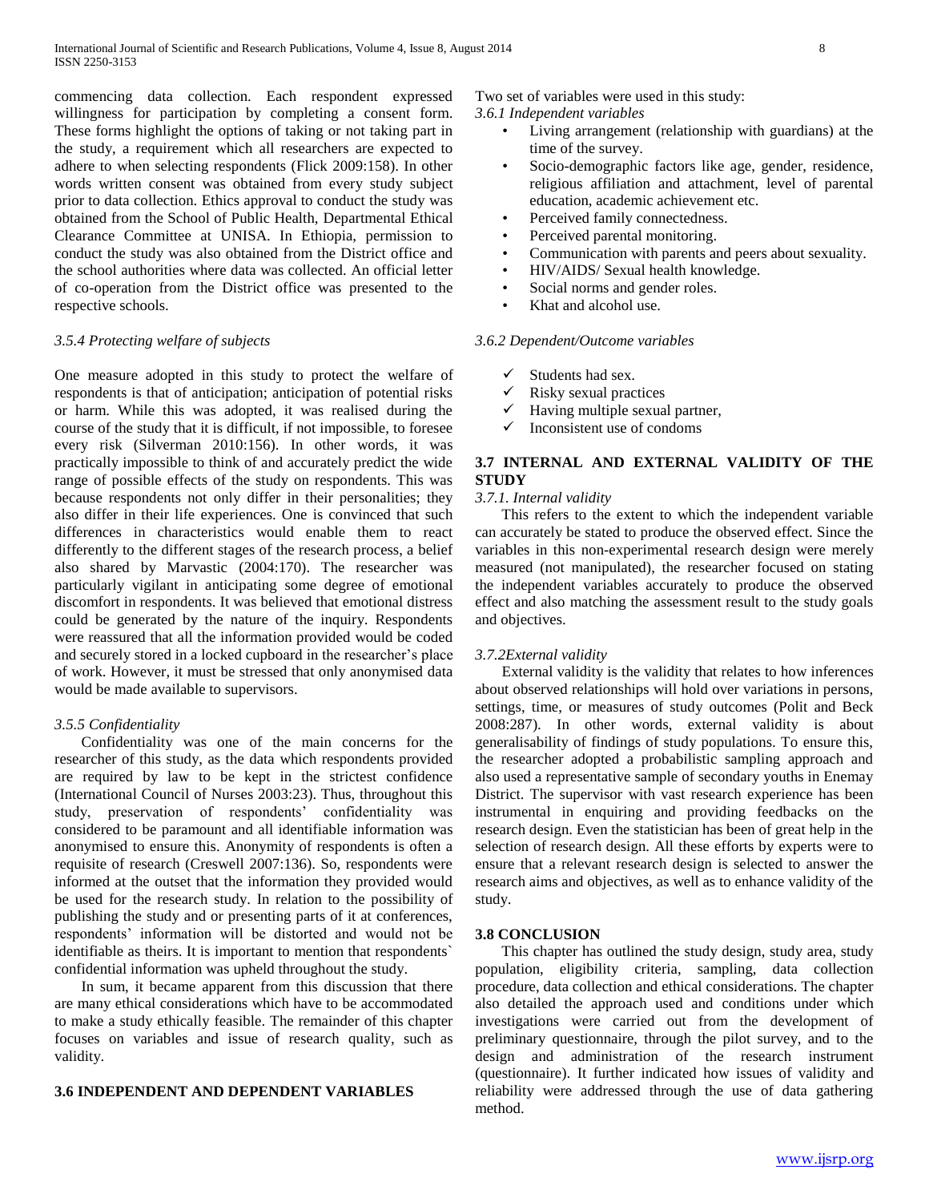commencing data collection. Each respondent expressed willingness for participation by completing a consent form. These forms highlight the options of taking or not taking part in the study, a requirement which all researchers are expected to adhere to when selecting respondents (Flick 2009:158). In other words written consent was obtained from every study subject prior to data collection. Ethics approval to conduct the study was obtained from the School of Public Health, Departmental Ethical Clearance Committee at UNISA. In Ethiopia, permission to conduct the study was also obtained from the District office and the school authorities where data was collected. An official letter of co-operation from the District office was presented to the respective schools.

### *3.5.4 Protecting welfare of subjects*

One measure adopted in this study to protect the welfare of respondents is that of anticipation; anticipation of potential risks or harm. While this was adopted, it was realised during the course of the study that it is difficult, if not impossible, to foresee every risk (Silverman 2010:156). In other words, it was practically impossible to think of and accurately predict the wide range of possible effects of the study on respondents. This was because respondents not only differ in their personalities; they also differ in their life experiences. One is convinced that such differences in characteristics would enable them to react differently to the different stages of the research process, a belief also shared by Marvastic (2004:170). The researcher was particularly vigilant in anticipating some degree of emotional discomfort in respondents. It was believed that emotional distress could be generated by the nature of the inquiry. Respondents were reassured that all the information provided would be coded and securely stored in a locked cupboard in the researcher's place of work. However, it must be stressed that only anonymised data would be made available to supervisors.

### *3.5.5 Confidentiality*

Confidentiality was one of the main concerns for the researcher of this study, as the data which respondents provided are required by law to be kept in the strictest confidence (International Council of Nurses 2003:23). Thus, throughout this study, preservation of respondents' confidentiality was considered to be paramount and all identifiable information was anonymised to ensure this. Anonymity of respondents is often a requisite of research (Creswell 2007:136). So, respondents were informed at the outset that the information they provided would be used for the research study. In relation to the possibility of publishing the study and or presenting parts of it at conferences, respondents' information will be distorted and would not be identifiable as theirs. It is important to mention that respondents` confidential information was upheld throughout the study.

In sum, it became apparent from this discussion that there are many ethical considerations which have to be accommodated to make a study ethically feasible. The remainder of this chapter focuses on variables and issue of research quality, such as validity.

## 3.6 INDEPENDENT AND DEPENDENT VARIABLES

Two set of variables were used in this study:

### *3.6.1 Independent variables*

- Living arrangement (relationship with guardians) at the time of the survey.
- Socio-demographic factors like age, gender, residence, religious affiliation and attachment, level of parental education, academic achievement etc.
- Perceived family connectedness.
- Perceived parental monitoring.
- Communication with parents and peers about sexuality.
- HIV/AIDS/ Sexual health knowledge.
- Social norms and gender roles.
- Khat and alcohol use.

### *3.6.2 Dependent/Outcome variables*

- ✓ Students had sex.
- ✓ Risky sexual practices
- ✓ Having multiple sexual partner,
- ✓ Inconsistent use of condoms

## 3.7 INTERNAL AND EXTERNAL VALIDITY OF THE STUDY

### *3.7.1. Internal validity*

This refers to the extent to which the independent variable can accurately be stated to produce the observed effect. Since the variables in this non-experimental research design were merely measured (not manipulated), the researcher focused on stating the independent variables accurately to produce the observed effect and also matching the assessment result to the study goals and objectives.

### *3.7.2External validity*

External validity is the validity that relates to how inferences about observed relationships will hold over variations in persons, settings, time, or measures of study outcomes (Polit and Beck 2008:287). In other words, external validity is about generalisability of findings of study populations. To ensure this, the researcher adopted a probabilistic sampling approach and also used a representative sample of secondary youths in Enemay District. The supervisor with vast research experience has been instrumental in enquiring and providing feedbacks on the research design. Even the statistician has been of great help in the selection of research design. All these efforts by experts were to ensure that a relevant research design is selected to answer the research aims and objectives, as well as to enhance validity of the study.

## 3.8 CONCLUSION

This chapter has outlined the study design, study area, study population, eligibility criteria, sampling, data collection procedure, data collection and ethical considerations. The chapter also detailed the approach used and conditions under which investigations were carried out from the development of preliminary questionnaire, through the pilot survey, and to the design and administration of the research instrument (questionnaire). It further indicated how issues of validity and reliability were addressed through the use of data gathering method.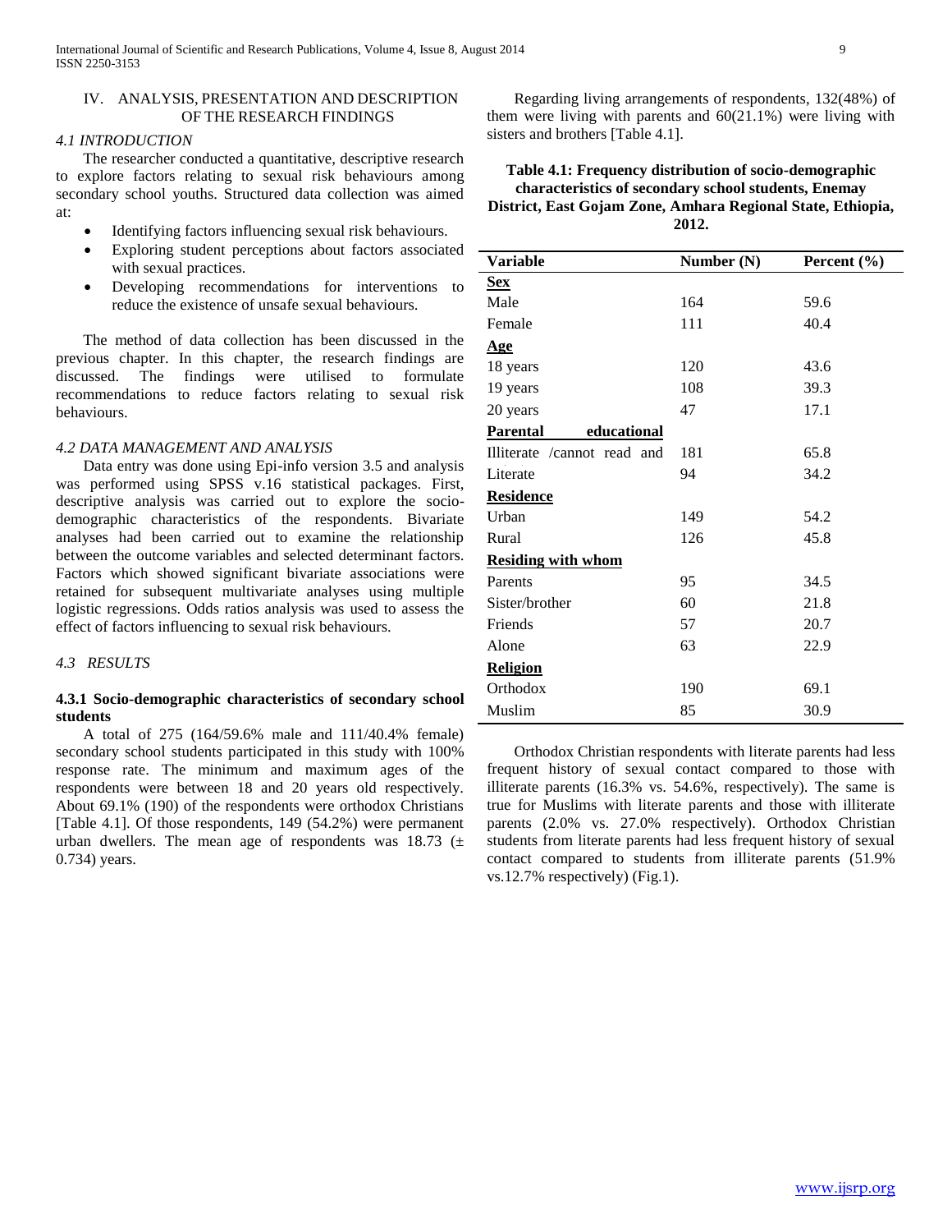# IV. ANALYSIS, PRESENTATION AND DESCRIPTION OF THE RESEARCH FINDINGS

## *4.1 INTRODUCTION*

The researcher conducted a quantitative, descriptive research to explore factors relating to sexual risk behaviours among secondary school youths. Structured data collection was aimed at:

- Identifying factors influencing sexual risk behaviours.
- Exploring student perceptions about factors associated with sexual practices.
- Developing recommendations for interventions to reduce the existence of unsafe sexual behaviours.

The method of data collection has been discussed in the previous chapter. In this chapter, the research findings are discussed. The findings were utilised to formulate recommendations to reduce factors relating to sexual risk behaviours.

## *4.2 DATA MANAGEMENT AND ANALYSIS*

Data entry was done using Epi-info version 3.5 and analysis was performed using SPSS v.16 statistical packages. First, descriptive analysis was carried out to explore the socio-demographic characteristics of the respondents. Bivariate analyses had been carried out to examine the relationship between the outcome variables and selected determinant factors. Factors which showed significant bivariate associations were retained for subsequent multivariate analyses using multiple logistic regressions. Odds ratios analysis was used to assess the effect of factors influencing to sexual risk behaviours.

## *4.3 RESULTS*

### 4.3.1 Socio-demographic characteristics of secondary school students

A total of 275 (164/59.6% male and 111/40.4% female) secondary school students participated in this study with 100% response rate. The minimum and maximum ages of the respondents were between 18 and 20 years old respectively. About 69.1% (190) of the respondents were orthodox Christians [Table 4.1]. Of those respondents, 149 (54.2%) were permanent urban dwellers. The mean age of respondents was 18.73 (± 0.734) years.

Regarding living arrangements of respondents, 132(48%) of them were living with parents and 60(21.1%) were living with sisters and brothers [Table 4.1].

**Table 4.1: Frequency distribution of socio-demographic characteristics of secondary school students, Enemay District, East Gojam Zone, Amhara Regional State, Ethiopia, 2012.**

| Variable | Number (N) | Percent (%) |
|---|---|---|
| **Sex** | | |
| Male | 164 | 59.6 |
| Female | 111 | 40.4 |
| **Age** | | |
| 18 years | 120 | 43.6 |
| 19 years | 108 | 39.3 |
| 20 years | 47 | 17.1 |
| **Parental educational** | | |
| Illiterate /cannot read and | 181 | 65.8 |
| Literate | 94 | 34.2 |
| **Residence** | | |
| Urban | 149 | 54.2 |
| Rural | 126 | 45.8 |
| **Residing with whom** | | |
| Parents | 95 | 34.5 |
| Sister/brother | 60 | 21.8 |
| Friends | 57 | 20.7 |
| Alone | 63 | 22.9 |
| **Religion** | | |
| Orthodox | 190 | 69.1 |
| Muslim | 85 | 30.9 |

Orthodox Christian respondents with literate parents had less frequent history of sexual contact compared to those with illiterate parents (16.3% vs. 54.6%, respectively). The same is true for Muslims with literate parents and those with illiterate parents (2.0% vs. 27.0% respectively). Orthodox Christian students from literate parents had less frequent history of sexual contact compared to students from illiterate parents (51.9% vs.12.7% respectively) (Fig.1).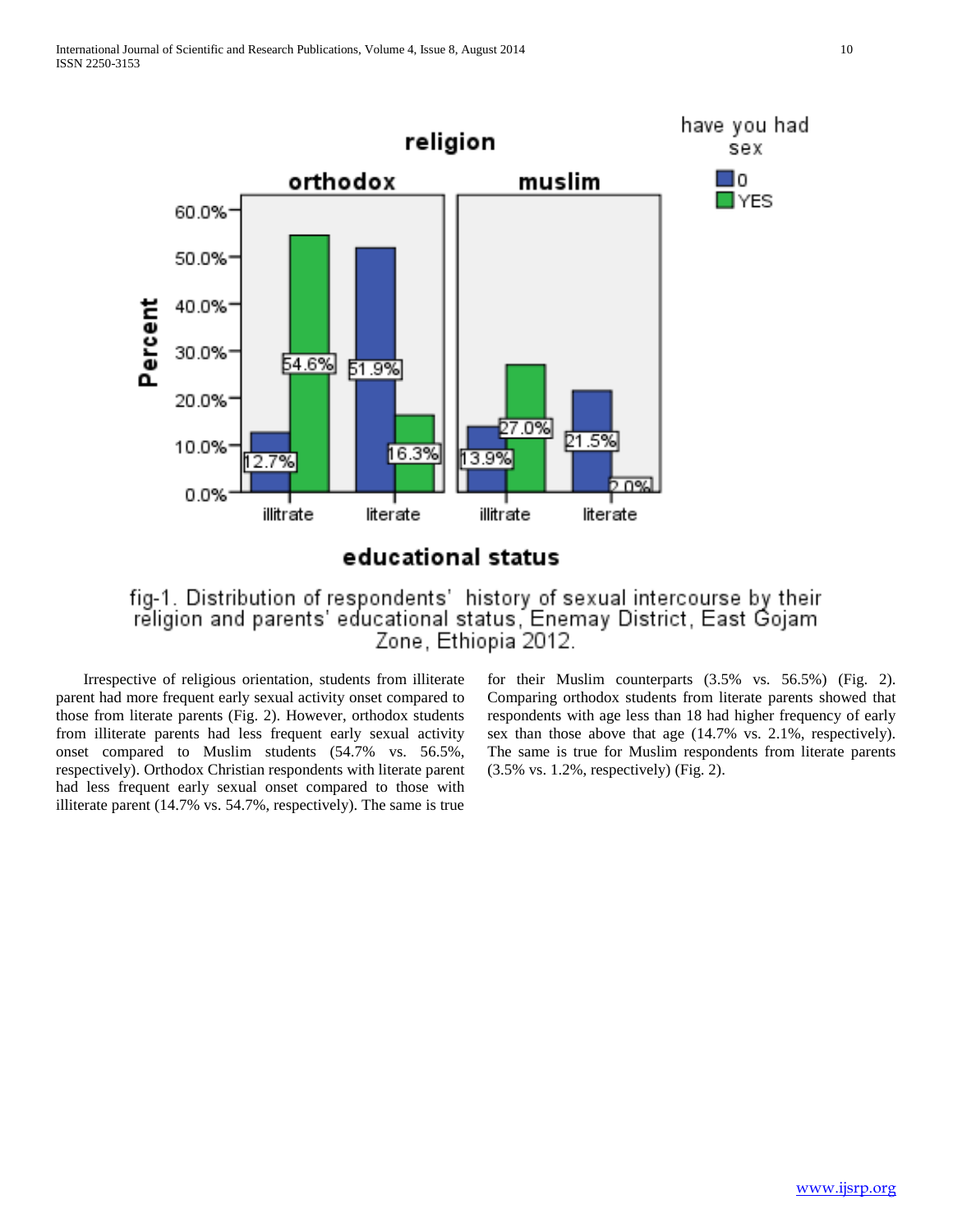fig-1. Distribution of respondents' history of sexual intercourse by their religion and parents' educational status, Enemay District, East Gojam Zone, Ethiopia 2012.

Irrespective of religious orientation, students from illiterate parent had more frequent early sexual activity onset compared to those from literate parents (Fig. 2). However, orthodox students from illiterate parents had less frequent early sexual activity onset compared to Muslim students (54.7% vs. 56.5%, respectively). Orthodox Christian respondents with literate parent had less frequent early sexual onset compared to those with illiterate parent (14.7% vs. 54.7%, respectively). The same is true for their Muslim counterparts (3.5% vs. 56.5%) (Fig. 2). Comparing orthodox students from literate parents showed that respondents with age less than 18 had higher frequency of early sex than those above that age (14.7% vs. 2.1%, respectively). The same is true for Muslim respondents from literate parents (3.5% vs. 1.2%, respectively) (Fig. 2).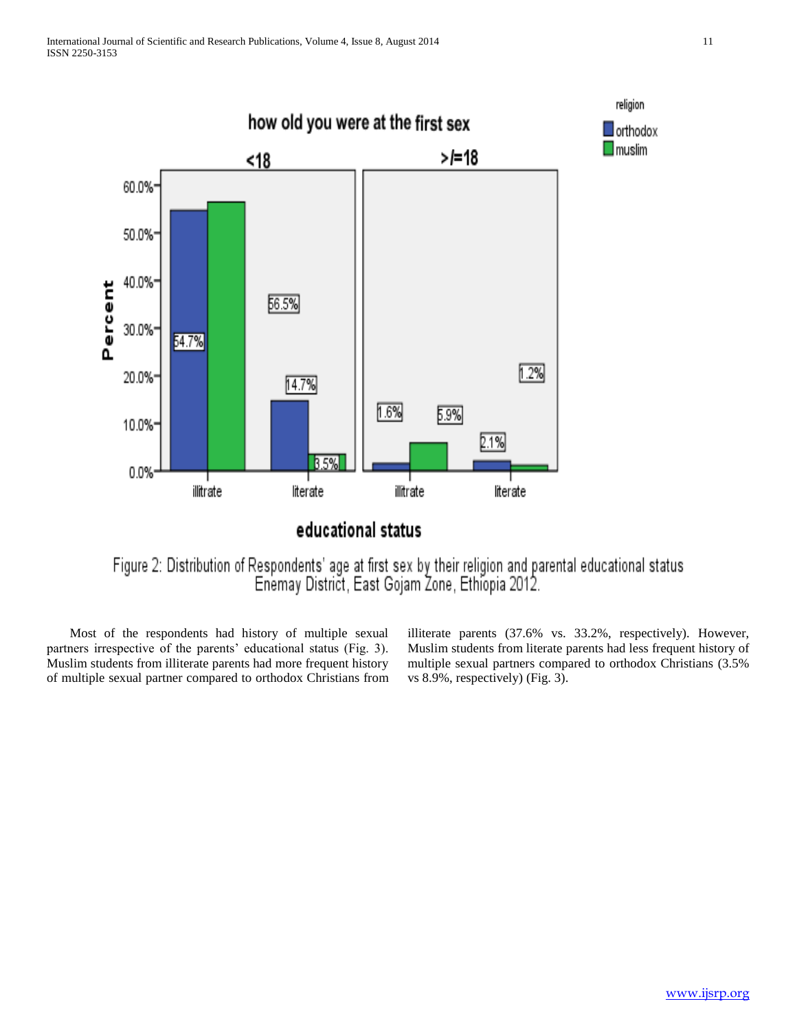Figure 2: Distribution of Respondents' age at first sex by their religion and parental educational status Enemay District, East Gojam Zone, Ethiopia 2012.

Most of the respondents had history of multiple sexual partners irrespective of the parents' educational status (Fig. 3). Muslim students from illiterate parents had more frequent history of multiple sexual partner compared to orthodox Christians from illiterate parents (37.6% vs. 33.2%, respectively). However, Muslim students from literate parents had less frequent history of multiple sexual partners compared to orthodox Christians (3.5% vs 8.9%, respectively) (Fig. 3).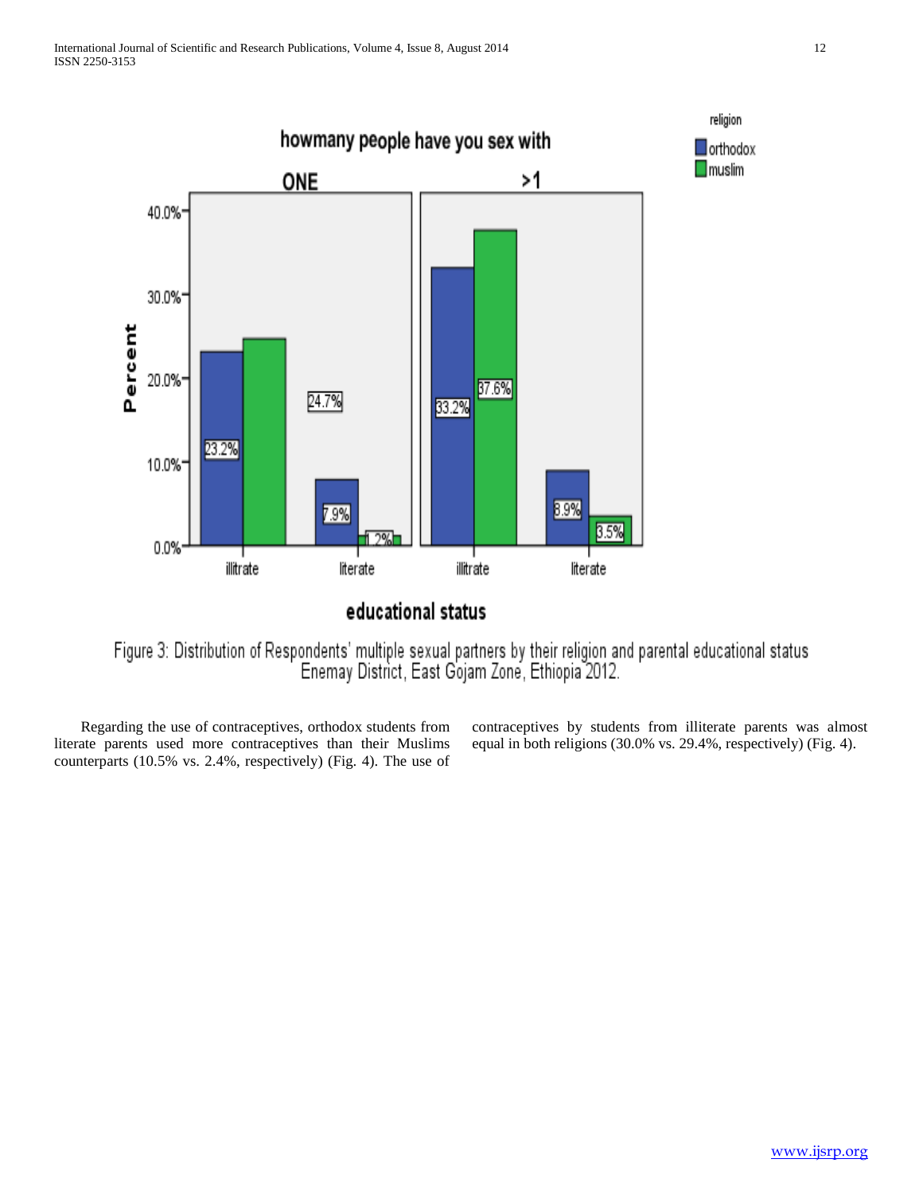Figure 3: Distribution of Respondents' multiple sexual partners by their religion and parental educational status Enemay District, East Gojam Zone, Ethiopia 2012.

Regarding the use of contraceptives, orthodox students from literate parents used more contraceptives than their Muslims counterparts (10.5% vs. 2.4%, respectively) (Fig. 4). The use of contraceptives by students from illiterate parents was almost equal in both religions (30.0% vs. 29.4%, respectively) (Fig. 4).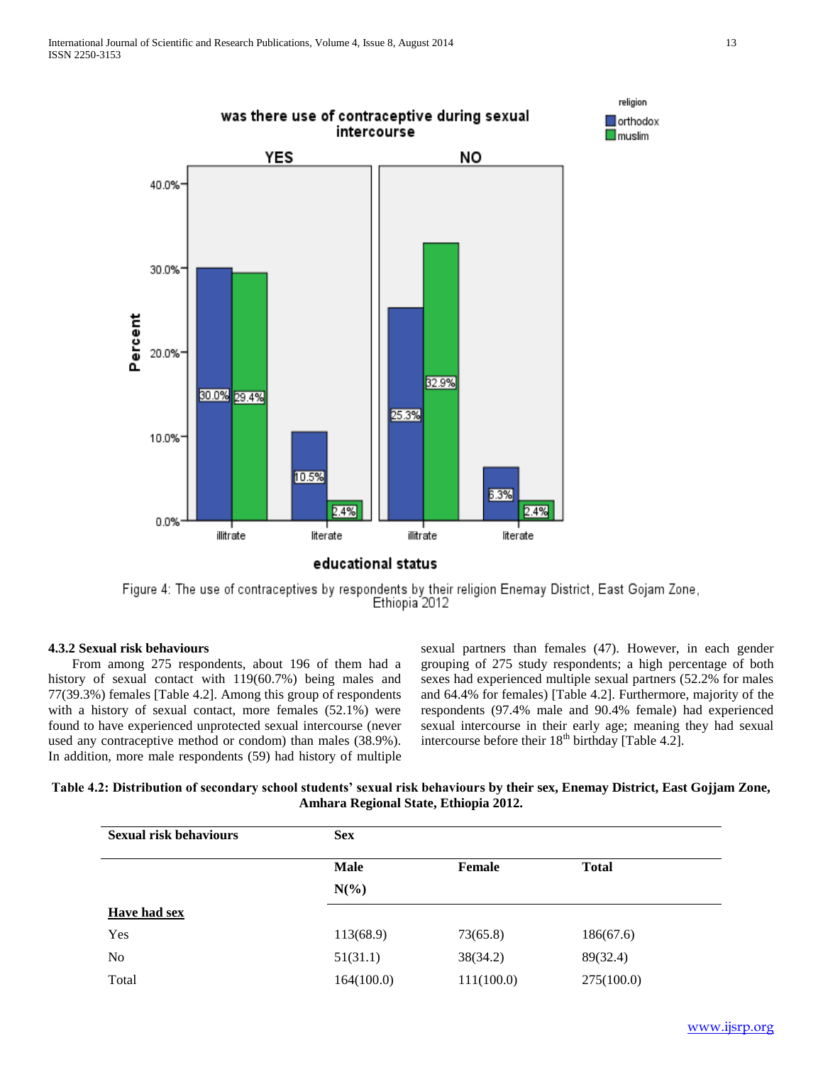Figure 4: The use of contraceptives by respondents by their religion Enemay District, East Gojam Zone, Ethiopia 2012

#### 4.3.2 Sexual risk behaviours

From among 275 respondents, about 196 of them had a history of sexual contact with 119(60.7%) being males and 77(39.3%) females [Table 4.2]. Among this group of respondents with a history of sexual contact, more females (52.1%) were found to have experienced unprotected sexual intercourse (never used any contraceptive method or condom) than males (38.9%). In addition, more male respondents (59) had history of multiple sexual partners than females (47). However, in each gender grouping of 275 study respondents; a high percentage of both sexes had experienced multiple sexual partners (52.2% for males and 64.4% for females) [Table 4.2]. Furthermore, majority of the respondents (97.4% male and 90.4% female) had experienced sexual intercourse in their early age; meaning they had sexual intercourse before their 18[th] birthday [Table 4.2].

**Table 4.2: Distribution of secondary school students' sexual risk behaviours by their sex, Enemay District, East Gojjam Zone, Amhara Regional State, Ethiopia 2012.**

| Sexual risk behaviours | Sex | | |
|---|---|---|---|
| | Male N(%) | Female | Total |
| **Have had sex** | | | |
| Yes | 113(68.9) | 73(65.8) | 186(67.6) |
| No | 51(31.1) | 38(34.2) | 89(32.4) |
| Total | 164(100.0) | 111(100.0) | 275(100.0) |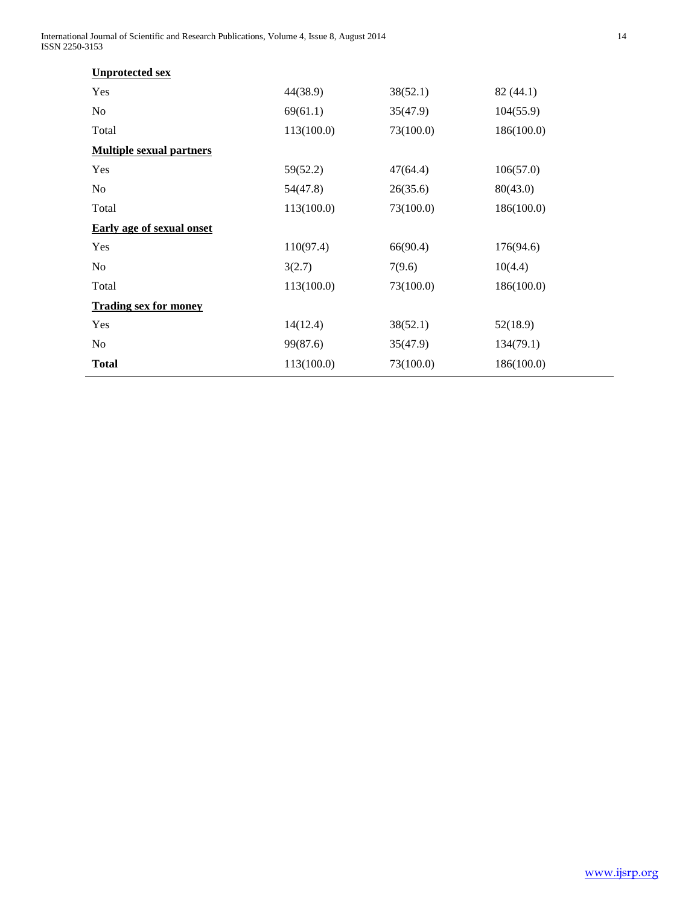| | | | |
|---|---|---|---|
| **Unprotected sex** | | | |
| Yes | 44(38.9) | 38(52.1) | 82 (44.1) |
| No | 69(61.1) | 35(47.9) | 104(55.9) |
| Total | 113(100.0) | 73(100.0) | 186(100.0) |
| **Multiple sexual partners** | | | |
| Yes | 59(52.2) | 47(64.4) | 106(57.0) |
| No | 54(47.8) | 26(35.6) | 80(43.0) |
| Total | 113(100.0) | 73(100.0) | 186(100.0) |
| **Early age of sexual onset** | | | |
| Yes | 110(97.4) | 66(90.4) | 176(94.6) |
| No | 3(2.7) | 7(9.6) | 10(4.4) |
| Total | 113(100.0) | 73(100.0) | 186(100.0) |
| **Trading sex for money** | | | |
| Yes | 14(12.4) | 38(52.1) | 52(18.9) |
| No | 99(87.6) | 35(47.9) | 134(79.1) |
| **Total** | 113(100.0) | 73(100.0) | 186(100.0) |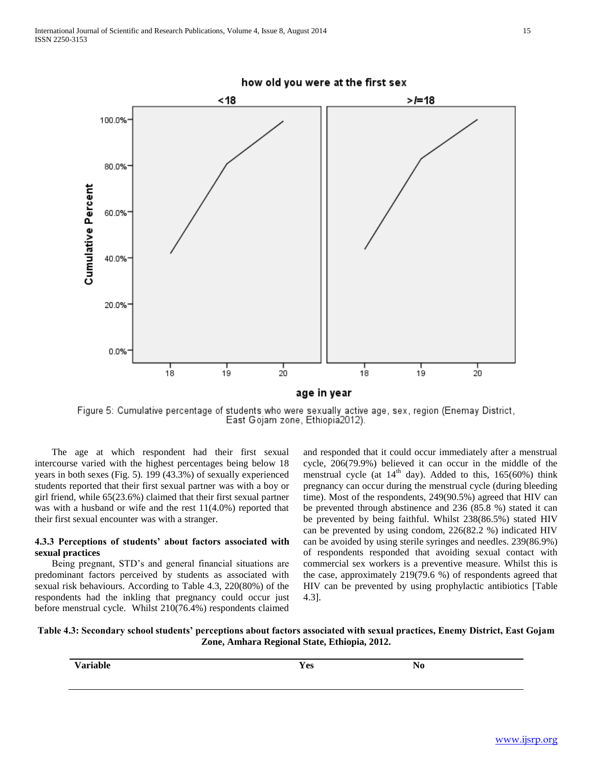Figure 5: Cumulative percentage of students who were sexually active age, sex, region (Enemay District, East Gojam zone, Ethiopia2012).

The age at which respondent had their first sexual intercourse varied with the highest percentages being below 18 years in both sexes (Fig. 5). 199 (43.3%) of sexually experienced students reported that their first sexual partner was with a boy or girl friend, while 65(23.6%) claimed that their first sexual partner was with a husband or wife and the rest 11(4.0%) reported that their first sexual encounter was with a stranger.

### 4.3.3 Perceptions of students' about factors associated with sexual practices

Being pregnant, STD's and general financial situations are predominant factors perceived by students as associated with sexual risk behaviours. According to Table 4.3, 220(80%) of the respondents had the inkling that pregnancy could occur just before menstrual cycle. Whilst 210(76.4%) respondents claimed and responded that it could occur immediately after a menstrual cycle, 206(79.9%) believed it can occur in the middle of the menstrual cycle (at 14$^{th}$ day). Added to this, 165(60%) think pregnancy can occur during the menstrual cycle (during bleeding time). Most of the respondents, 249(90.5%) agreed that HIV can be prevented through abstinence and 236 (85.8 %) stated it can be prevented by being faithful. Whilst 238(86.5%) stated HIV can be prevented by using condom, 226(82.2 %) indicated HIV can be avoided by using sterile syringes and needles. 239(86.9%) of respondents responded that avoiding sexual contact with commercial sex workers is a preventive measure. Whilst this is the case, approximately 219(79.6 %) of respondents agreed that HIV can be prevented by using prophylactic antibiotics [Table 4.3].

**Table 4.3: Secondary school students' perceptions about factors associated with sexual practices, Enemy District, East Gojam Zone, Amhara Regional State, Ethiopia, 2012.**

| Variable | Yes | No |
|---|---|---|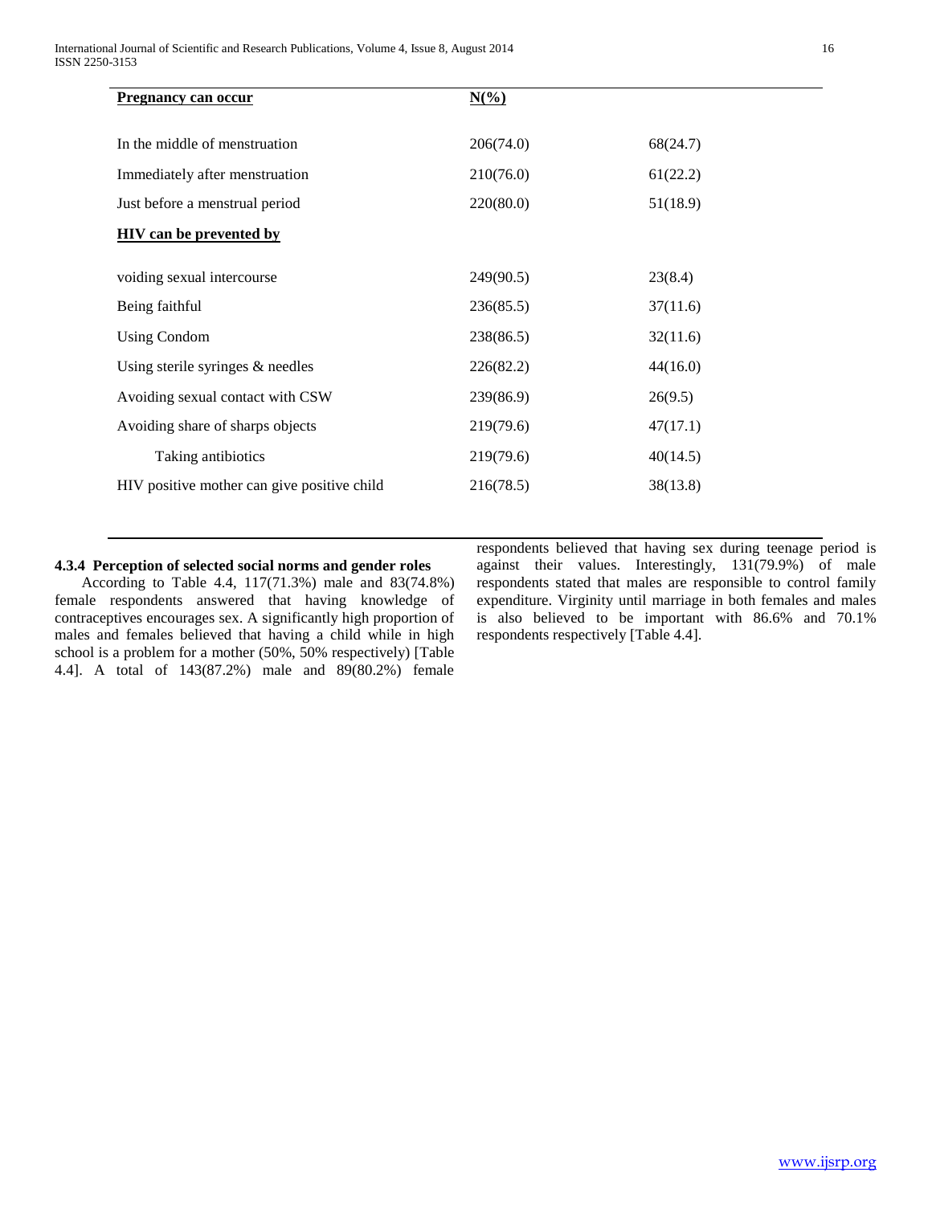| Pregnancy can occur | N(%) | |
|---|---|---|
| In the middle of menstruation | 206(74.0) | 68(24.7) |
| Immediately after menstruation | 210(76.0) | 61(22.2) |
| Just before a menstrual period | 220(80.0) | 51(18.9) |
| **HIV can be prevented by** | | |
| voiding sexual intercourse | 249(90.5) | 23(8.4) |
| Being faithful | 236(85.5) | 37(11.6) |
| Using Condom | 238(86.5) | 32(11.6) |
| Using sterile syringes & needles | 226(82.2) | 44(16.0) |
| Avoiding sexual contact with CSW | 239(86.9) | 26(9.5) |
| Avoiding share of sharps objects | 219(79.6) | 47(17.1) |
| Taking antibiotics | 219(79.6) | 40(14.5) |
| HIV positive mother can give positive child | 216(78.5) | 38(13.8) |

#### 4.3.4 Perception of selected social norms and gender roles

According to Table 4.4, 117(71.3%) male and 83(74.8%) female respondents answered that having knowledge of contraceptives encourages sex. A significantly high proportion of males and females believed that having a child while in high school is a problem for a mother (50%, 50% respectively) [Table 4.4]. A total of 143(87.2%) male and 89(80.2%) female respondents believed that having sex during teenage period is against their values. Interestingly, 131(79.9%) of male respondents stated that males are responsible to control family expenditure. Virginity until marriage in both females and males is also believed to be important with 86.6% and 70.1% respondents respectively [Table 4.4].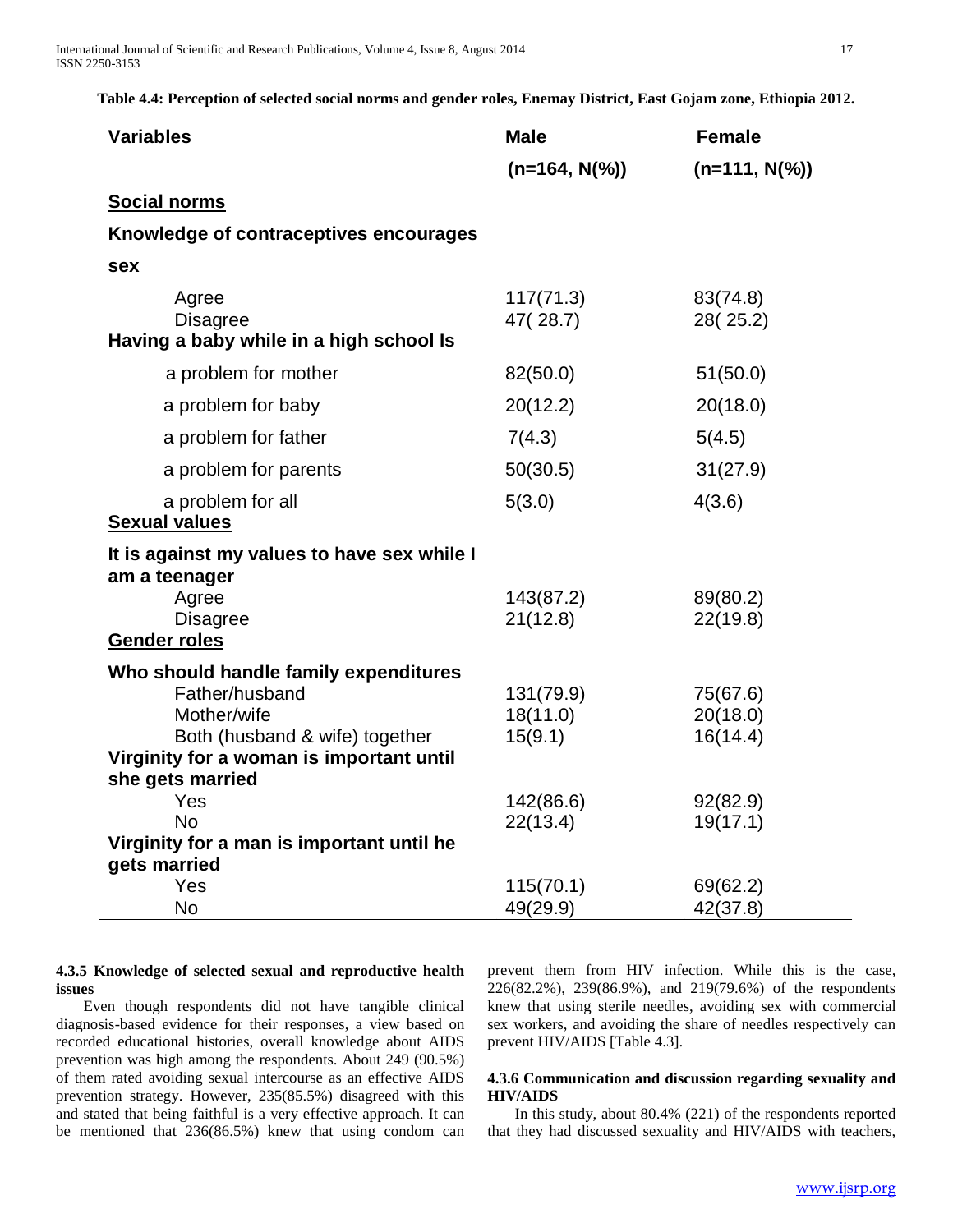**Table 4.4: Perception of selected social norms and gender roles, Enemay District, East Gojam zone, Ethiopia 2012.**

| Variables | Male (n=164, N(%)) | Female (n=111, N(%)) |
|---|---|---|
| **Social norms** | | |
| **Knowledge of contraceptives encourages sex** | | |
| Agree | 117(71.3) | 83(74.8) |
| Disagree | 47( 28.7) | 28( 25.2) |
| **Having a baby while in a high school Is** | | |
| a problem for mother | 82(50.0) | 51(50.0) |
| a problem for baby | 20(12.2) | 20(18.0) |
| a problem for father | 7(4.3) | 5(4.5) |
| a problem for parents | 50(30.5) | 31(27.9) |
| a problem for all | 5(3.0) | 4(3.6) |
| **Sexual values** | | |
| **It is against my values to have sex while I am a teenager** | | |
| Agree | 143(87.2) | 89(80.2) |
| Disagree | 21(12.8) | 22(19.8) |
| **Gender roles** | | |
| **Who should handle family expenditures** | | |
| Father/husband | 131(79.9) | 75(67.6) |
| Mother/wife | 18(11.0) | 20(18.0) |
| Both (husband & wife) together | 15(9.1) | 16(14.4) |
| **Virginity for a woman is important until she gets married** | | |
| Yes | 142(86.6) | 92(82.9) |
| No | 22(13.4) | 19(17.1) |
| **Virginity for a man is important until he gets married** | | |
| Yes | 115(70.1) | 69(62.2) |
| No | 49(29.9) | 42(37.8) |

#### 4.3.5 Knowledge of selected sexual and reproductive health issues

Even though respondents did not have tangible clinical diagnosis-based evidence for their responses, a view based on recorded educational histories, overall knowledge about AIDS prevention was high among the respondents. About 249 (90.5%) of them rated avoiding sexual intercourse as an effective AIDS prevention strategy. However, 235(85.5%) disagreed with this and stated that being faithful is a very effective approach. It can be mentioned that 236(86.5%) knew that using condom can prevent them from HIV infection. While this is the case, 226(82.2%), 239(86.9%), and 219(79.6%) of the respondents knew that using sterile needles, avoiding sex with commercial sex workers, and avoiding the share of needles respectively can prevent HIV/AIDS [Table 4.3].

#### 4.3.6 Communication and discussion regarding sexuality and HIV/AIDS

In this study, about 80.4% (221) of the respondents reported that they had discussed sexuality and HIV/AIDS with teachers,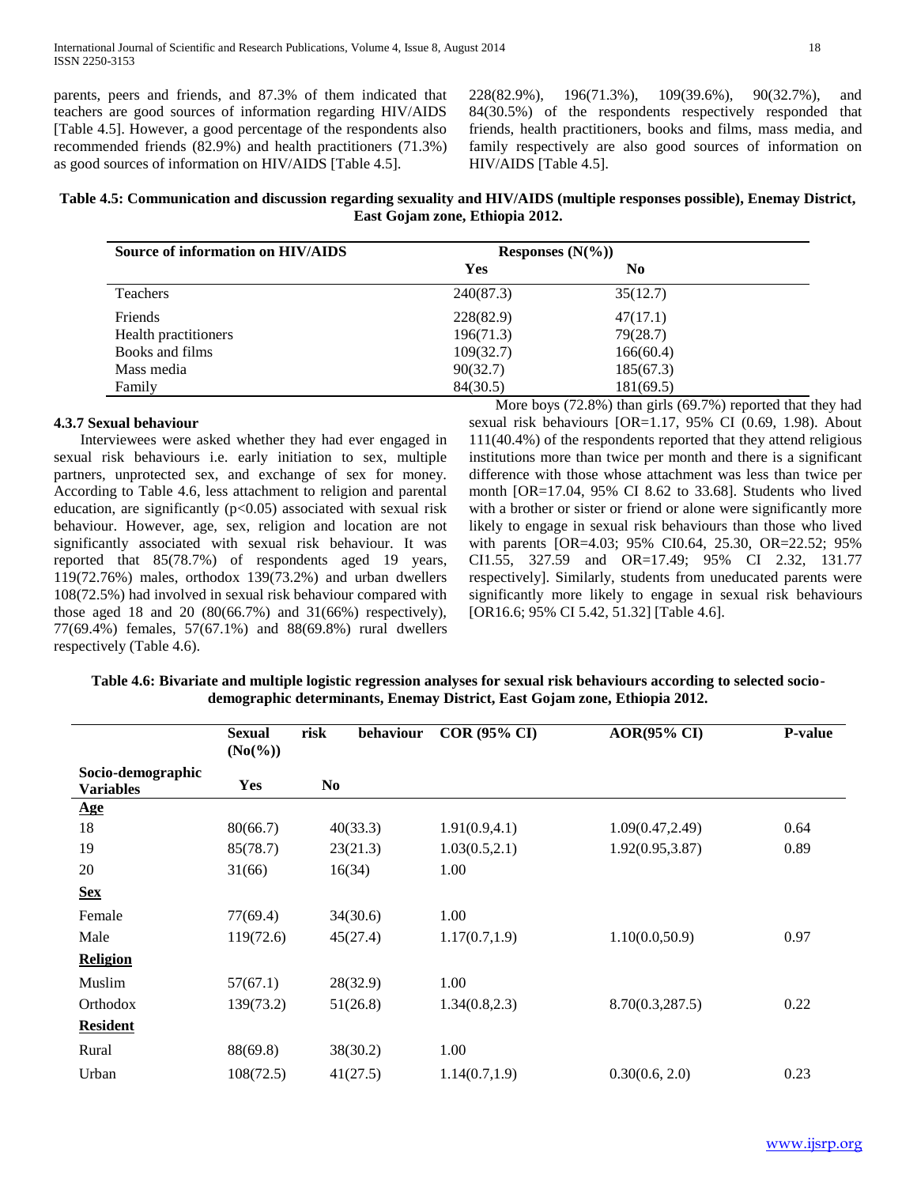parents, peers and friends, and 87.3% of them indicated that teachers are good sources of information regarding HIV/AIDS [Table 4.5]. However, a good percentage of the respondents also recommended friends (82.9%) and health practitioners (71.3%) as good sources of information on HIV/AIDS [Table 4.5].

228(82.9%), 196(71.3%), 109(39.6%), 90(32.7%), and 84(30.5%) of the respondents respectively responded that friends, health practitioners, books and films, mass media, and family respectively are also good sources of information on HIV/AIDS [Table 4.5].

**Table 4.5: Communication and discussion regarding sexuality and HIV/AIDS (multiple responses possible), Enemay District, East Gojam zone, Ethiopia 2012.**

| Source of information on HIV/AIDS | Responses (N(%)) | |
|---|---|---|
| | Yes | No |
| Teachers | 240(87.3) | 35(12.7) |
| Friends | 228(82.9) | 47(17.1) |
| Health practitioners | 196(71.3) | 79(28.7) |
| Books and films | 109(32.7) | 166(60.4) |
| Mass media | 90(32.7) | 185(67.3) |
| Family | 84(30.5) | 181(69.5) |

#### 4.3.7 Sexual behaviour

Interviewees were asked whether they had ever engaged in sexual risk behaviours i.e. early initiation to sex, multiple partners, unprotected sex, and exchange of sex for money. According to Table 4.6, less attachment to religion and parental education, are significantly ($p<0.05$) associated with sexual risk behaviour. However, age, sex, religion and location are not significantly associated with sexual risk behaviour. It was reported that 85(78.7%) of respondents aged 19 years, 119(72.76%) males, orthodox 139(73.2%) and urban dwellers 108(72.5%) had involved in sexual risk behaviour compared with those aged 18 and 20 (80(66.7%) and 31(66%) respectively), 77(69.4%) females, 57(67.1%) and 88(69.8%) rural dwellers respectively (Table 4.6).

More boys (72.8%) than girls (69.7%) reported that they had sexual risk behaviours [OR=1.17, 95% CI (0.69, 1.98). About 111(40.4%) of the respondents reported that they attend religious institutions more than twice per month and there is a significant difference with those whose attachment was less than twice per month [OR=17.04, 95% CI 8.62 to 33.68]. Students who lived with a brother or sister or friend or alone were significantly more likely to engage in sexual risk behaviours than those who lived with parents [OR=4.03; 95% CI0.64, 25.30, OR=22.52; 95% CI1.55, 327.59 and OR=17.49; 95% CI 2.32, 131.77 respectively]. Similarly, students from uneducated parents were significantly more likely to engage in sexual risk behaviours [OR16.6; 95% CI 5.42, 51.32] [Table 4.6].

**Table 4.6: Bivariate and multiple logistic regression analyses for sexual risk behaviours according to selected socio-demographic determinants, Enemay District, East Gojam zone, Ethiopia 2012.**

| | Sexual risk behaviour (No(%)) | | COR (95% CI) | AOR(95% CI) | P-value |
|---|---|---|---|---|---|
| **Socio-demographic Variables** | **Yes** | **No** | | | |
| **Age** | | | | | |
| 18 | 80(66.7) | 40(33.3) | 1.91(0.9,4.1) | 1.09(0.47,2.49) | 0.64 |
| 19 | 85(78.7) | 23(21.3) | 1.03(0.5,2.1) | 1.92(0.95,3.87) | 0.89 |
| 20 | 31(66) | 16(34) | 1.00 | | |
| **Sex** | | | | | |
| Female | 77(69.4) | 34(30.6) | 1.00 | | |
| Male | 119(72.6) | 45(27.4) | 1.17(0.7,1.9) | 1.10(0.0,50.9) | 0.97 |
| **Religion** | | | | | |
| Muslim | 57(67.1) | 28(32.9) | 1.00 | | |
| Orthodox | 139(73.2) | 51(26.8) | 1.34(0.8,2.3) | 8.70(0.3,287.5) | 0.22 |
| **Resident** | | | | | |
| Rural | 88(69.8) | 38(30.2) | 1.00 | | |
| Urban | 108(72.5) | 41(27.5) | 1.14(0.7,1.9) | 0.30(0.6, 2.0) | 0.23 |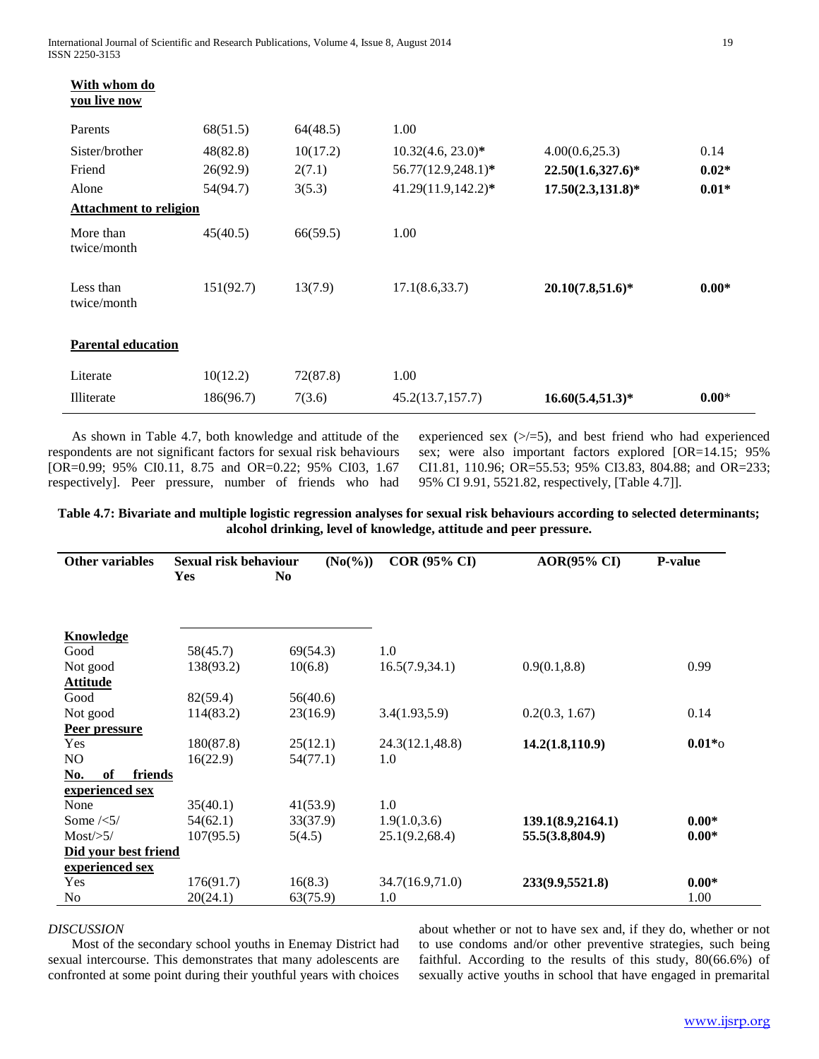| With whom do you live now | | | | | |
|---|---|---|---|---|---|
| Parents | 68(51.5) | 64(48.5) | 1.00 | | |
| Sister/brother | 48(82.8) | 10(17.2) | 10.32(4.6, 23.0)* | 4.00(0.6,25.3) | 0.14 |
| Friend | 26(92.9) | 2(7.1) | 56.77(12.9,248.1)* | **22.50(1.6,327.6)*** | **0.02*** |
| Alone | 54(94.7) | 3(5.3) | 41.29(11.9,142.2)* | **17.50(2.3,131.8)*** | **0.01*** |
| **Attachment to religion** | | | | | |
| More than twice/month | 45(40.5) | 66(59.5) | 1.00 | | |
| Less than twice/month | 151(92.7) | 13(7.9) | 17.1(8.6,33.7) | **20.10(7.8,51.6)*** | **0.00*** |
| **Parental education** | | | | | |
| Literate | 10(12.2) | 72(87.8) | 1.00 | | |
| Illiterate | 186(96.7) | 7(3.6) | 45.2(13.7,157.7) | **16.60(5.4,51.3)*** | **0.00*** |

As shown in Table 4.7, both knowledge and attitude of the respondents are not significant factors for sexual risk behaviours [OR=0.99; 95% CI0.11, 8.75 and OR=0.22; 95% CI03, 1.67 respectively]. Peer pressure, number of friends who had experienced sex (>/=5), and best friend who had experienced sex; were also important factors explored [OR=14.15; 95% CI1.81, 110.96; OR=55.53; 95% CI3.83, 804.88; and OR=233; 95% CI 9.91, 5521.82, respectively, [Table 4.7]].

**Table 4.7: Bivariate and multiple logistic regression analyses for sexual risk behaviours according to selected determinants; alcohol drinking, level of knowledge, attitude and peer pressure.**

| Other variables | Sexual risk behaviour (No(%)) Yes | No | COR (95% CI) | AOR(95% CI) | P-value |
|---|---|---|---|---|---|
| **Knowledge** | | | | | |
| Good | 58(45.7) | 69(54.3) | 1.0 | | |
| Not good | 138(93.2) | 10(6.8) | 16.5(7.9,34.1) | 0.9(0.1,8.8) | 0.99 |
| **Attitude** | | | | | |
| Good | 82(59.4) | 56(40.6) | | | |
| Not good | 114(83.2) | 23(16.9) | 3.4(1.93,5.9) | 0.2(0.3, 1.67) | 0.14 |
| **Peer pressure** | | | | | |
| Yes | 180(87.8) | 25(12.1) | 24.3(12.1,48.8) | **14.2(1.8,110.9)** | **0.01***o |
| NO | 16(22.9) | 54(77.1) | 1.0 | | |
| **No. of friends experienced sex** | | | | | |
| None | 35(40.1) | 41(53.9) | 1.0 | | |
| Some /<5/ | 54(62.1) | 33(37.9) | 1.9(1.0,3.6) | **139.1(8.9,2164.1)** | **0.00*** |
| Most/>5/ | 107(95.5) | 5(4.5) | 25.1(9.2,68.4) | **55.5(3.8,804.9)** | **0.00*** |
| **Did your best friend experienced sex** | | | | | |
| Yes | 176(91.7) | 16(8.3) | 34.7(16.9,71.0) | **233(9.9,5521.8)** | **0.00*** |
| No | 20(24.1) | 63(75.9) | 1.0 | | 1.00 |

*DISCUSSION*

Most of the secondary school youths in Enemay District had sexual intercourse. This demonstrates that many adolescents are confronted at some point during their youthful years with choices about whether or not to have sex and, if they do, whether or not to use condoms and/or other preventive strategies, such being faithful. According to the results of this study, 80(66.6%) of sexually active youths in school that have engaged in premarital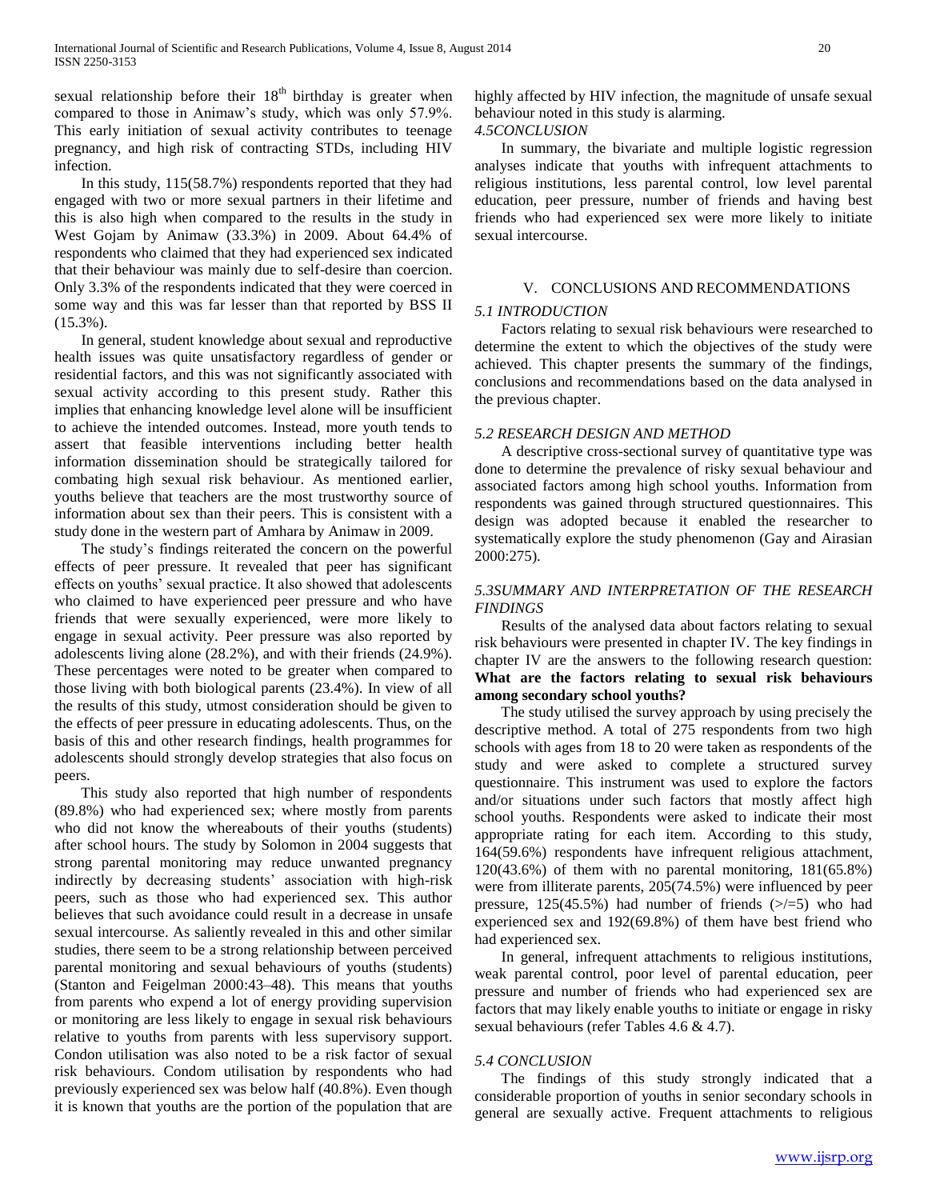sexual relationship before their 18th birthday is greater when compared to those in Animaw's study, which was only 57.9%. This early initiation of sexual activity contributes to teenage pregnancy, and high risk of contracting STDs, including HIV infection.

In this study, 115(58.7%) respondents reported that they had engaged with two or more sexual partners in their lifetime and this is also high when compared to the results in the study in West Gojam by Animaw (33.3%) in 2009. About 64.4% of respondents who claimed that they had experienced sex indicated that their behaviour was mainly due to self-desire than coercion. Only 3.3% of the respondents indicated that they were coerced in some way and this was far lesser than that reported by BSS II (15.3%).

In general, student knowledge about sexual and reproductive health issues was quite unsatisfactory regardless of gender or residential factors, and this was not significantly associated with sexual activity according to this present study. Rather this implies that enhancing knowledge level alone will be insufficient to achieve the intended outcomes. Instead, more youth tends to assert that feasible interventions including better health information dissemination should be strategically tailored for combating high sexual risk behaviour. As mentioned earlier, youths believe that teachers are the most trustworthy source of information about sex than their peers. This is consistent with a study done in the western part of Amhara by Animaw in 2009.

The study's findings reiterated the concern on the powerful effects of peer pressure. It revealed that peer has significant effects on youths' sexual practice. It also showed that adolescents who claimed to have experienced peer pressure and who have friends that were sexually experienced, were more likely to engage in sexual activity. Peer pressure was also reported by adolescents living alone (28.2%), and with their friends (24.9%). These percentages were noted to be greater when compared to those living with both biological parents (23.4%). In view of all the results of this study, utmost consideration should be given to the effects of peer pressure in educating adolescents. Thus, on the basis of this and other research findings, health programmes for adolescents should strongly develop strategies that also focus on peers.

This study also reported that high number of respondents (89.8%) who had experienced sex; where mostly from parents who did not know the whereabouts of their youths (students) after school hours. The study by Solomon in 2004 suggests that strong parental monitoring may reduce unwanted pregnancy indirectly by decreasing students' association with high-risk peers, such as those who had experienced sex. This author believes that such avoidance could result in a decrease in unsafe sexual intercourse. As saliently revealed in this and other similar studies, there seem to be a strong relationship between perceived parental monitoring and sexual behaviours of youths (students) (Stanton and Feigelman 2000:43–48). This means that youths from parents who expend a lot of energy providing supervision or monitoring are less likely to engage in sexual risk behaviours relative to youths from parents with less supervisory support. Condon utilisation was also noted to be a risk factor of sexual risk behaviours. Condom utilisation by respondents who had previously experienced sex was below half (40.8%). Even though it is known that youths are the portion of the population that are highly affected by HIV infection, the magnitude of unsafe sexual behaviour noted in this study is alarming.

### *4.5CONCLUSION*

In summary, the bivariate and multiple logistic regression analyses indicate that youths with infrequent attachments to religious institutions, less parental control, low level parental education, peer pressure, number of friends and having best friends who had experienced sex were more likely to initiate sexual intercourse.

## V. CONCLUSIONS AND RECOMMENDATIONS

### *5.1 INTRODUCTION*

Factors relating to sexual risk behaviours were researched to determine the extent to which the objectives of the study were achieved. This chapter presents the summary of the findings, conclusions and recommendations based on the data analysed in the previous chapter.

### *5.2 RESEARCH DESIGN AND METHOD*

A descriptive cross-sectional survey of quantitative type was done to determine the prevalence of risky sexual behaviour and associated factors among high school youths. Information from respondents was gained through structured questionnaires. This design was adopted because it enabled the researcher to systematically explore the study phenomenon (Gay and Airasian 2000:275).

### *5.3SUMMARY AND INTERPRETATION OF THE RESEARCH FINDINGS*

Results of the analysed data about factors relating to sexual risk behaviours were presented in chapter IV. The key findings in chapter IV are the answers to the following research question: **What are the factors relating to sexual risk behaviours among secondary school youths?**

The study utilised the survey approach by using precisely the descriptive method. A total of 275 respondents from two high schools with ages from 18 to 20 were taken as respondents of the study and were asked to complete a structured survey questionnaire. This instrument was used to explore the factors and/or situations under such factors that mostly affect high school youths. Respondents were asked to indicate their most appropriate rating for each item. According to this study, 164(59.6%) respondents have infrequent religious attachment, 120(43.6%) of them with no parental monitoring, 181(65.8%) were from illiterate parents, 205(74.5%) were influenced by peer pressure, 125(45.5%) had number of friends (>/=5) who had experienced sex and 192(69.8%) of them have best friend who had experienced sex.

In general, infrequent attachments to religious institutions, weak parental control, poor level of parental education, peer pressure and number of friends who had experienced sex are factors that may likely enable youths to initiate or engage in risky sexual behaviours (refer Tables 4.6 & 4.7).

### *5.4 CONCLUSION*

The findings of this study strongly indicated that a considerable proportion of youths in senior secondary schools in general are sexually active. Frequent attachments to religious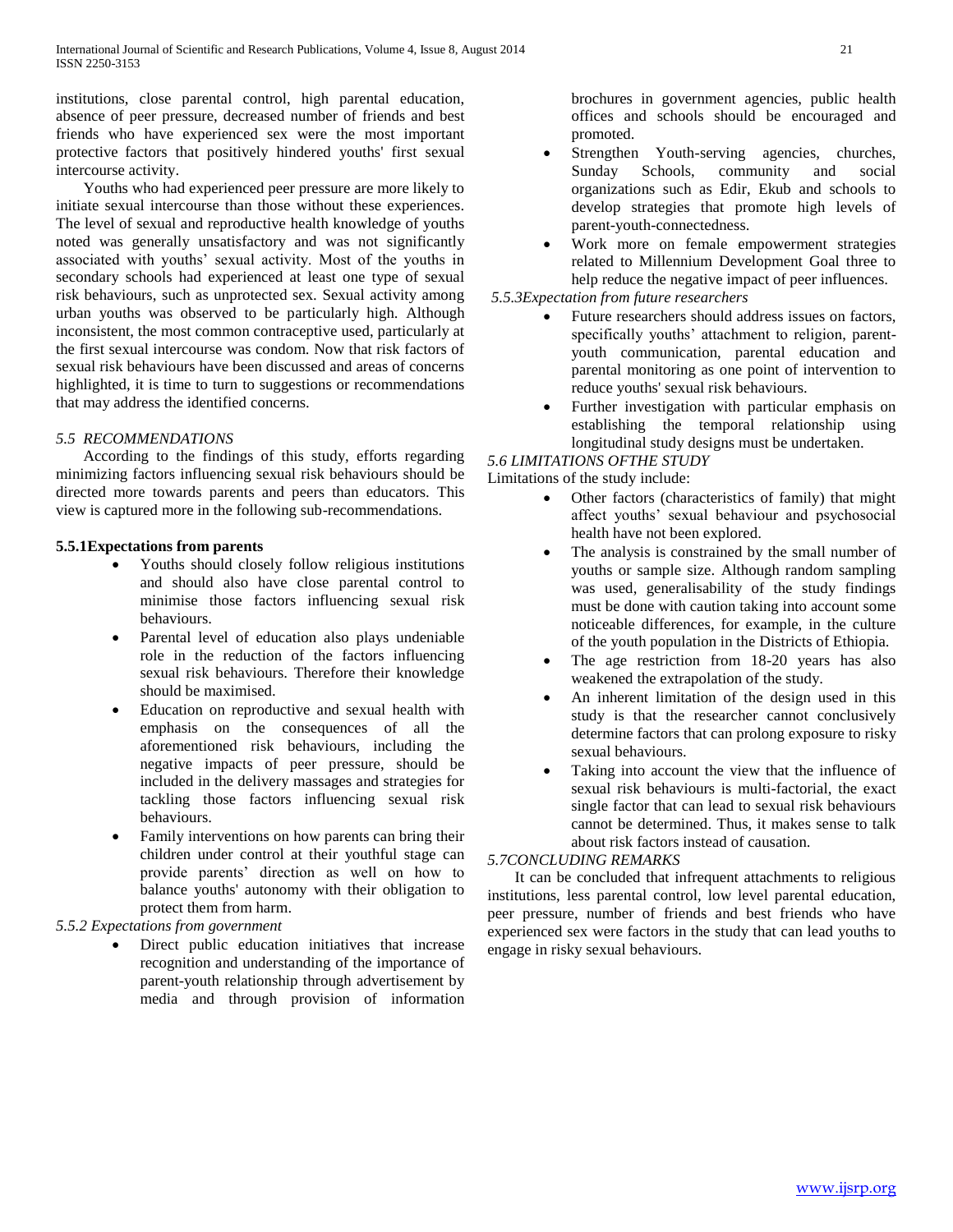institutions, close parental control, high parental education, absence of peer pressure, decreased number of friends and best friends who have experienced sex were the most important protective factors that positively hindered youths' first sexual intercourse activity.

Youths who had experienced peer pressure are more likely to initiate sexual intercourse than those without these experiences. The level of sexual and reproductive health knowledge of youths noted was generally unsatisfactory and was not significantly associated with youths' sexual activity. Most of the youths in secondary schools had experienced at least one type of sexual risk behaviours, such as unprotected sex. Sexual activity among urban youths was observed to be particularly high. Although inconsistent, the most common contraceptive used, particularly at the first sexual intercourse was condom. Now that risk factors of sexual risk behaviours have been discussed and areas of concerns highlighted, it is time to turn to suggestions or recommendations that may address the identified concerns.

### *5.5 RECOMMENDATIONS*

According to the findings of this study, efforts regarding minimizing factors influencing sexual risk behaviours should be directed more towards parents and peers than educators. This view is captured more in the following sub-recommendations.

#### 5.5.1Expectations from parents

- Youths should closely follow religious institutions and should also have close parental control to minimise those factors influencing sexual risk behaviours.
- Parental level of education also plays undeniable role in the reduction of the factors influencing sexual risk behaviours. Therefore their knowledge should be maximised.
- Education on reproductive and sexual health with emphasis on the consequences of all the aforementioned risk behaviours, including the negative impacts of peer pressure, should be included in the delivery massages and strategies for tackling those factors influencing sexual risk behaviours.
- Family interventions on how parents can bring their children under control at their youthful stage can provide parents' direction as well on how to balance youths' autonomy with their obligation to protect them from harm.

#### *5.5.2 Expectations from government*

- Direct public education initiatives that increase recognition and understanding of the importance of parent-youth relationship through advertisement by media and through provision of information brochures in government agencies, public health offices and schools should be encouraged and promoted.
- Strengthen Youth-serving agencies, churches, Sunday Schools, community and social organizations such as Edir, Ekub and schools to develop strategies that promote high levels of parent-youth-connectedness.
- Work more on female empowerment strategies related to Millennium Development Goal three to help reduce the negative impact of peer influences.

#### *5.5.3Expectation from future researchers*

- Future researchers should address issues on factors, specifically youths' attachment to religion, parent-youth communication, parental education and parental monitoring as one point of intervention to reduce youths' sexual risk behaviours.
- Further investigation with particular emphasis on establishing the temporal relationship using longitudinal study designs must be undertaken.

### *5.6 LIMITATIONS OFTHE STUDY*

Limitations of the study include:

- Other factors (characteristics of family) that might affect youths' sexual behaviour and psychosocial health have not been explored.
- The analysis is constrained by the small number of youths or sample size. Although random sampling was used, generalisability of the study findings must be done with caution taking into account some noticeable differences, for example, in the culture of the youth population in the Districts of Ethiopia.
- The age restriction from 18-20 years has also weakened the extrapolation of the study.
- An inherent limitation of the design used in this study is that the researcher cannot conclusively determine factors that can prolong exposure to risky sexual behaviours.
- Taking into account the view that the influence of sexual risk behaviours is multi-factorial, the exact single factor that can lead to sexual risk behaviours cannot be determined. Thus, it makes sense to talk about risk factors instead of causation.

### *5.7CONCLUDING REMARKS*

It can be concluded that infrequent attachments to religious institutions, less parental control, low level parental education, peer pressure, number of friends and best friends who have experienced sex were factors in the study that can lead youths to engage in risky sexual behaviours.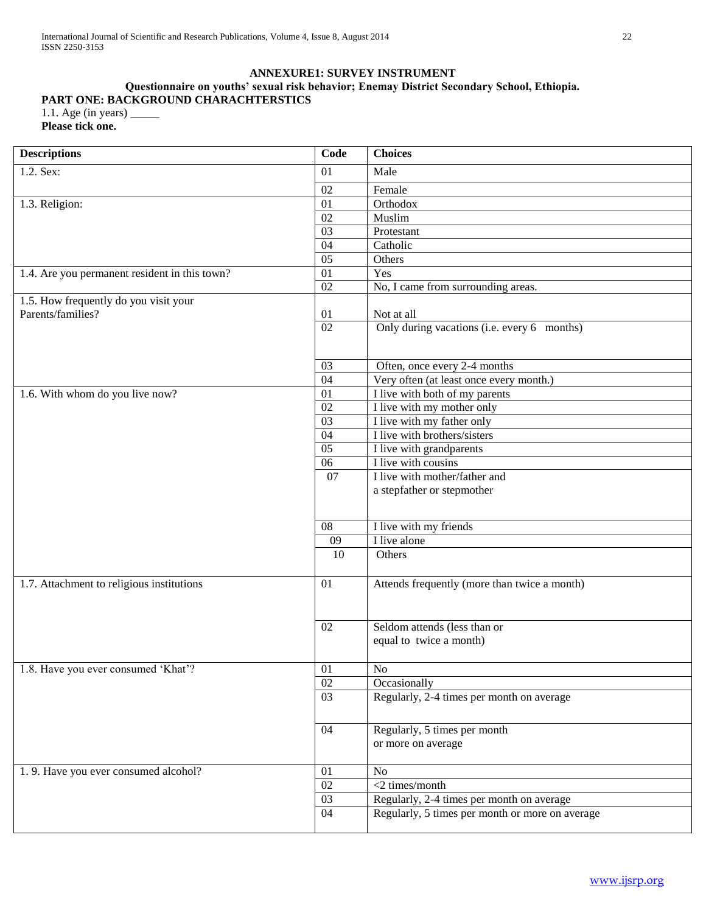**ANNEXURE1: SURVEY INSTRUMENT**

**Questionnaire on youths' sexual risk behavior; Enemay District Secondary School, Ethiopia.**

**PART ONE: BACKGROUND CHARACHTERSTICS**

1.1. Age (in years) _____

**Please tick one.**

| Descriptions | Code | Choices |
|---|---|---|
| 1.2. Sex: | 01 | Male |
| | 02 | Female |
| 1.3. Religion: | 01 | Orthodox |
| | 02 | Muslim |
| | 03 | Protestant |
| | 04 | Catholic |
| | 05 | Others |
| 1.4. Are you permanent resident in this town? | 01 | Yes |
| | 02 | No, I came from surrounding areas. |
| 1.5. How frequently do you visit your Parents/families? | 01 | Not at all |
| | 02 | Only during vacations (i.e. every 6 months) |
| | 03 | Often, once every 2-4 months |
| | 04 | Very often (at least once every month.) |
| 1.6. With whom do you live now? | 01 | I live with both of my parents |
| | 02 | I live with my mother only |
| | 03 | I live with my father only |
| | 04 | I live with brothers/sisters |
| | 05 | I live with grandparents |
| | 06 | I live with cousins |
| | 07 | I live with mother/father and a stepfather or stepmother |
| | 08 | I live with my friends |
| | 09 | I live alone |
| | 10 | Others |
| 1.7. Attachment to religious institutions | 01 | Attends frequently (more than twice a month) |
| | 02 | Seldom attends (less than or equal to twice a month) |
| 1.8. Have you ever consumed 'Khat'? | 01 | No |
| | 02 | Occasionally |
| | 03 | Regularly, 2-4 times per month on average |
| | 04 | Regularly, 5 times per month or more on average |
| 1. 9. Have you ever consumed alcohol? | 01 | No |
| | 02 | <2 times/month |
| | 03 | Regularly, 2-4 times per month on average |
| | 04 | Regularly, 5 times per month or more on average |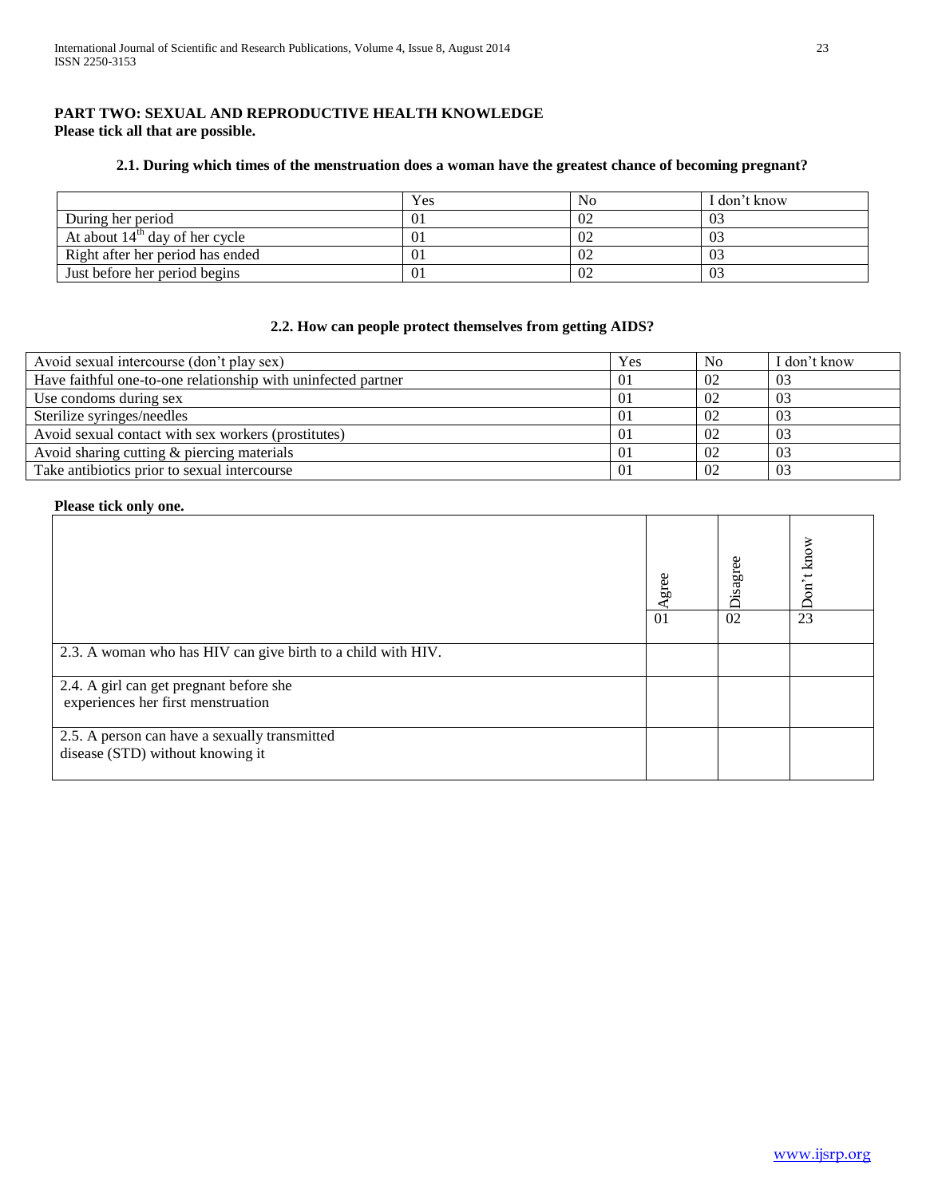**PART TWO: SEXUAL AND REPRODUCTIVE HEALTH KNOWLEDGE**
**Please tick all that are possible.**

**2.1. During which times of the menstruation does a woman have the greatest chance of becoming pregnant?**

| | Yes | No | I don't know |
|---|---|---|---|
| During her period | 01 | 02 | 03 |
| At about $14^{th}$ day of her cycle | 01 | 02 | 03 |
| Right after her period has ended | 01 | 02 | 03 |
| Just before her period begins | 01 | 02 | 03 |

**2.2. How can people protect themselves from getting AIDS?**

| Avoid sexual intercourse (don't play sex) | Yes | No | I don't know |
|---|---|---|---|
| Have faithful one-to-one relationship with uninfected partner | 01 | 02 | 03 |
| Use condoms during sex | 01 | 02 | 03 |
| Sterilize syringes/needles | 01 | 02 | 03 |
| Avoid sexual contact with sex workers (prostitutes) | 01 | 02 | 03 |
| Avoid sharing cutting & piercing materials | 01 | 02 | 03 |
| Take antibiotics prior to sexual intercourse | 01 | 02 | 03 |

**Please tick only one.**

| | Agree 01 | Disagree 02 | Don't know 23 |
|---|---|---|---|
| 2.3. A woman who has HIV can give birth to a child with HIV. | | | |
| 2.4. A girl can get pregnant before she experiences her first menstruation | | | |
| 2.5. A person can have a sexually transmitted disease (STD) without knowing it | | | |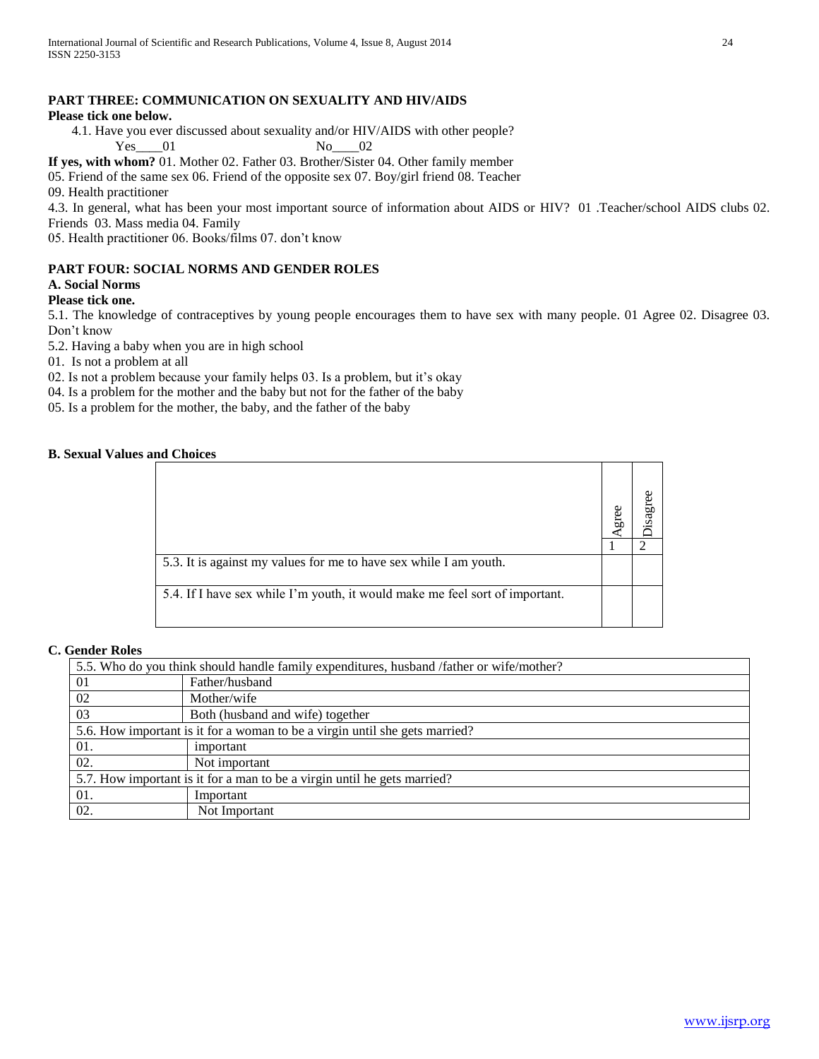**PART THREE: COMMUNICATION ON SEXUALITY AND HIV/AIDS**

**Please tick one below.**

4.1. Have you ever discussed about sexuality and/or HIV/AIDS with other people?

Yes____01 No____02

**If yes, with whom?** 01. Mother 02. Father 03. Brother/Sister 04. Other family member 05. Friend of the same sex 06. Friend of the opposite sex 07. Boy/girl friend 08. Teacher 09. Health practitioner

4.3. In general, what has been your most important source of information about AIDS or HIV? 01 .Teacher/school AIDS clubs 02. Friends 03. Mass media 04. Family 05. Health practitioner 06. Books/films 07. don't know

**PART FOUR: SOCIAL NORMS AND GENDER ROLES**

**A. Social Norms**

**Please tick one.**

5.1. The knowledge of contraceptives by young people encourages them to have sex with many people. 01 Agree 02. Disagree 03. Don't know

5.2. Having a baby when you are in high school

01. Is not a problem at all

02. Is not a problem because your family helps 03. Is a problem, but it's okay

04. Is a problem for the mother and the baby but not for the father of the baby

05. Is a problem for the mother, the baby, and the father of the baby

**B. Sexual Values and Choices**

| | Agree | Disagree |
|---|---|---|
| | 1 | 2 |
| 5.3. It is against my values for me to have sex while I am youth. | | |
| 5.4. If I have sex while I'm youth, it would make me feel sort of important. | | |

**C. Gender Roles**

| 5.5. Who do you think should handle family expenditures, husband /father or wife/mother? | |
|---|---|
| 01 | Father/husband |
| 02 | Mother/wife |
| 03 | Both (husband and wife) together |
| 5.6. How important is it for a woman to be a virgin until she gets married? | |
| 01. | important |
| 02. | Not important |
| 5.7. How important is it for a man to be a virgin until he gets married? | |
| 01. | Important |
| 02. | Not Important |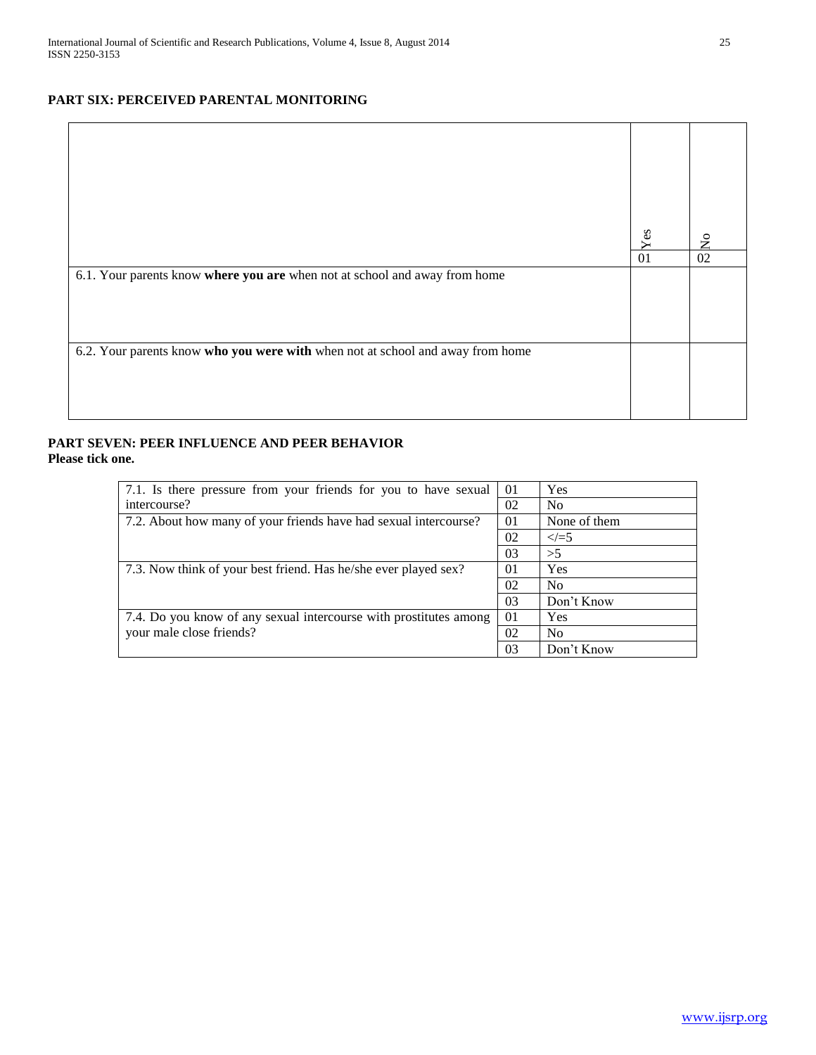## PART SIX: PERCEIVED PARENTAL MONITORING

| | Yes | No |
|---|---|---|
| | 01 | 02 |
| 6.1. Your parents know **where you are** when not at school and away from home | | |
| 6.2. Your parents know **who you were with** when not at school and away from home | | |

## PART SEVEN: PEER INFLUENCE AND PEER BEHAVIOR

**Please tick one.**

| Question | Code | Response |
|---|---|---|
| 7.1. Is there pressure from your friends for you to have sexual intercourse? | 01 | Yes |
| | 02 | No |
| 7.2. About how many of your friends have had sexual intercourse? | 01 | None of them |
| | 02 | </=5 |
| | 03 | >5 |
| 7.3. Now think of your best friend. Has he/she ever played sex? | 01 | Yes |
| | 02 | No |
| | 03 | Don't Know |
| 7.4. Do you know of any sexual intercourse with prostitutes among your male close friends? | 01 | Yes |
| | 02 | No |
| | 03 | Don't Know |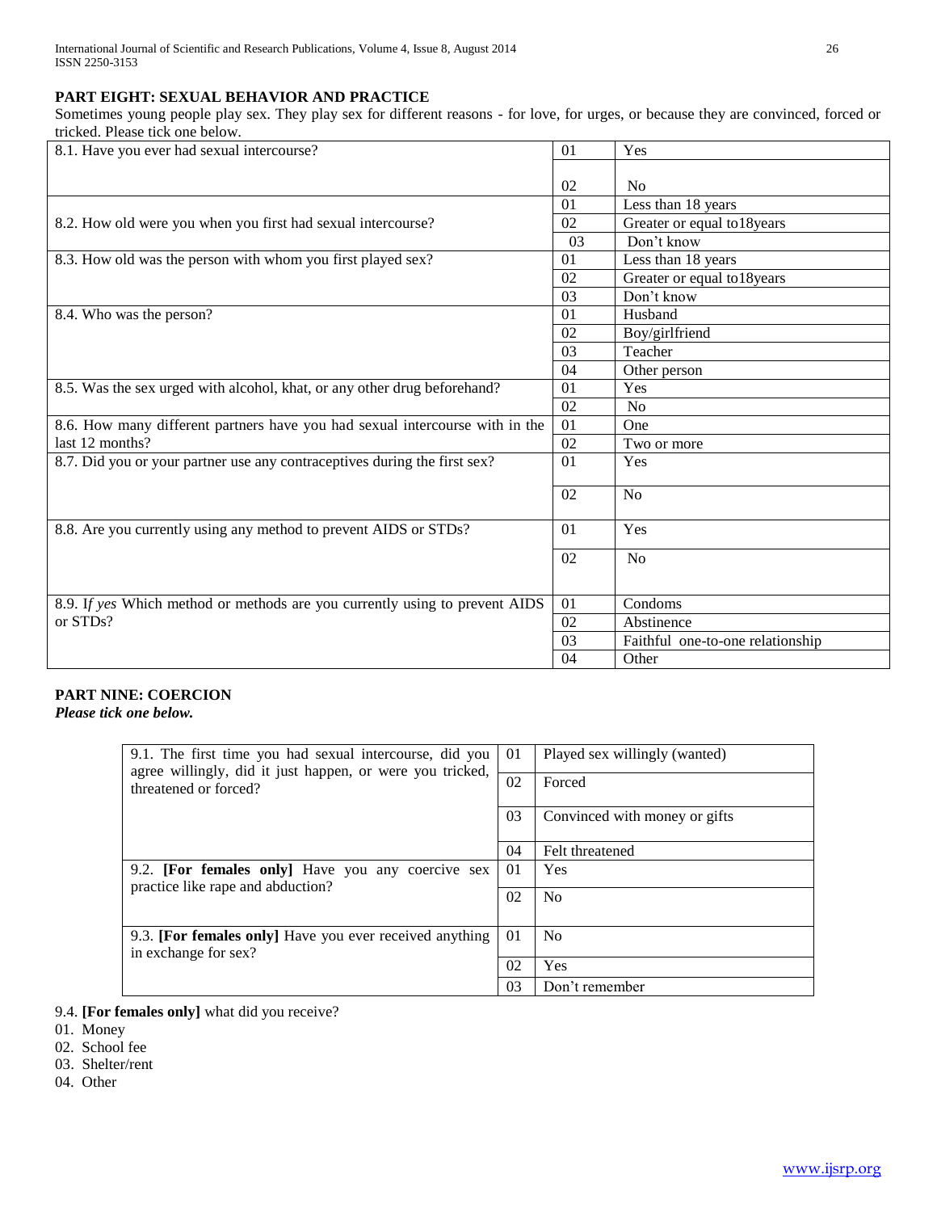**PART EIGHT: SEXUAL BEHAVIOR AND PRACTICE**

Sometimes young people play sex. They play sex for different reasons - for love, for urges, or because they are convinced, forced or tricked. Please tick one below.

| Question | Code | Response |
|---|---|---|
| 8.1. Have you ever had sexual intercourse? | 01 | Yes |
| | 02 | No |
| 8.2. How old were you when you first had sexual intercourse? | 01 | Less than 18 years |
| | 02 | Greater or equal to18years |
| | 03 | Don't know |
| 8.3. How old was the person with whom you first played sex? | 01 | Less than 18 years |
| | 02 | Greater or equal to18years |
| | 03 | Don't know |
| 8.4. Who was the person? | 01 | Husband |
| | 02 | Boy/girlfriend |
| | 03 | Teacher |
| | 04 | Other person |
| 8.5. Was the sex urged with alcohol, khat, or any other drug beforehand? | 01 | Yes |
| | 02 | No |
| 8.6. How many different partners have you had sexual intercourse with in the last 12 months? | 01 | One |
| | 02 | Two or more |
| 8.7. Did you or your partner use any contraceptives during the first sex? | 01 | Yes |
| | 02 | No |
| 8.8. Are you currently using any method to prevent AIDS or STDs? | 01 | Yes |
| | 02 | No |
| 8.9. I*f yes* Which method or methods are you currently using to prevent AIDS or STDs? | 01 | Condoms |
| | 02 | Abstinence |
| | 03 | Faithful one-to-one relationship |
| | 04 | Other |

**PART NINE: COERCION**

***Please tick one below.***

| Question | Code | Response |
|---|---|---|
| 9.1. The first time you had sexual intercourse, did you agree willingly, did it just happen, or were you tricked, threatened or forced? | 01 | Played sex willingly (wanted) |
| | 02 | Forced |
| | 03 | Convinced with money or gifts |
| | 04 | Felt threatened |
| 9.2. **[For females only]** Have you any coercive sex practice like rape and abduction? | 01 | Yes |
| | 02 | No |
| 9.3. **[For females only]** Have you ever received anything in exchange for sex? | 01 | No |
| | 02 | Yes |
| | 03 | Don't remember |

9.4. **[For females only]** what did you receive?

01. Money
02. School fee
03. Shelter/rent
04. Other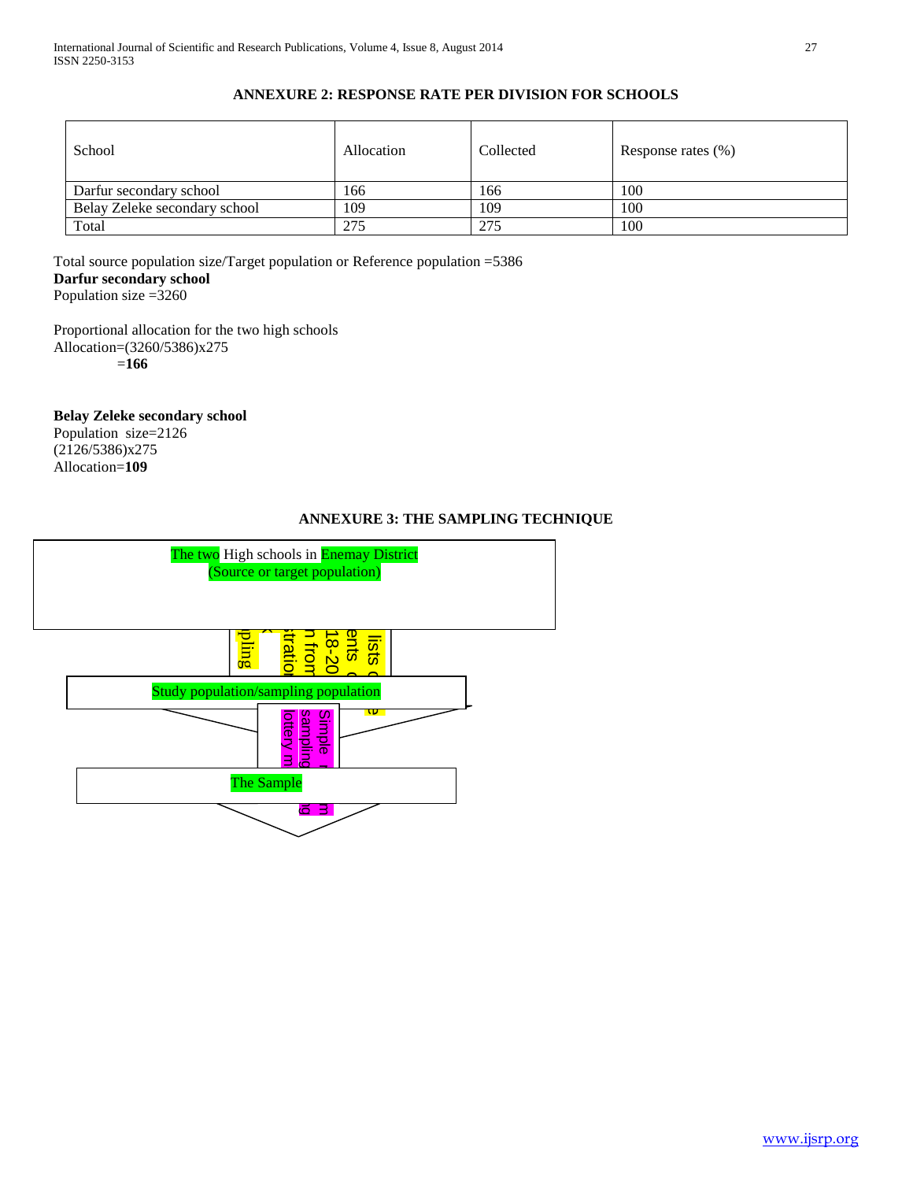## ANNEXURE 2: RESPONSE RATE PER DIVISION FOR SCHOOLS

| School | Allocation | Collected | Response rates (%) |
|---|---|---|---|
| Darfur secondary school | 166 | 166 | 100 |
| Belay Zeleke secondary school | 109 | 109 | 100 |
| Total | 275 | 275 | 100 |

Total source population size/Target population or Reference population =5386

**Darfur secondary school**

Population size =3260

Proportional allocation for the two high schools

Allocation=(3260/5386)x275

=**166**

**Belay Zeleke secondary school**

Population size=2126

(2126/5386)x275

Allocation=**109**

## ANNEXURE 3: THE SAMPLING TECHNIQUE

The two High schools in Enemay District
(Source or target population)

pling
x
stratio
n from
18-20
ents o
lists

Study population/sampling population

Simple r
sampling
lottery m

The Sample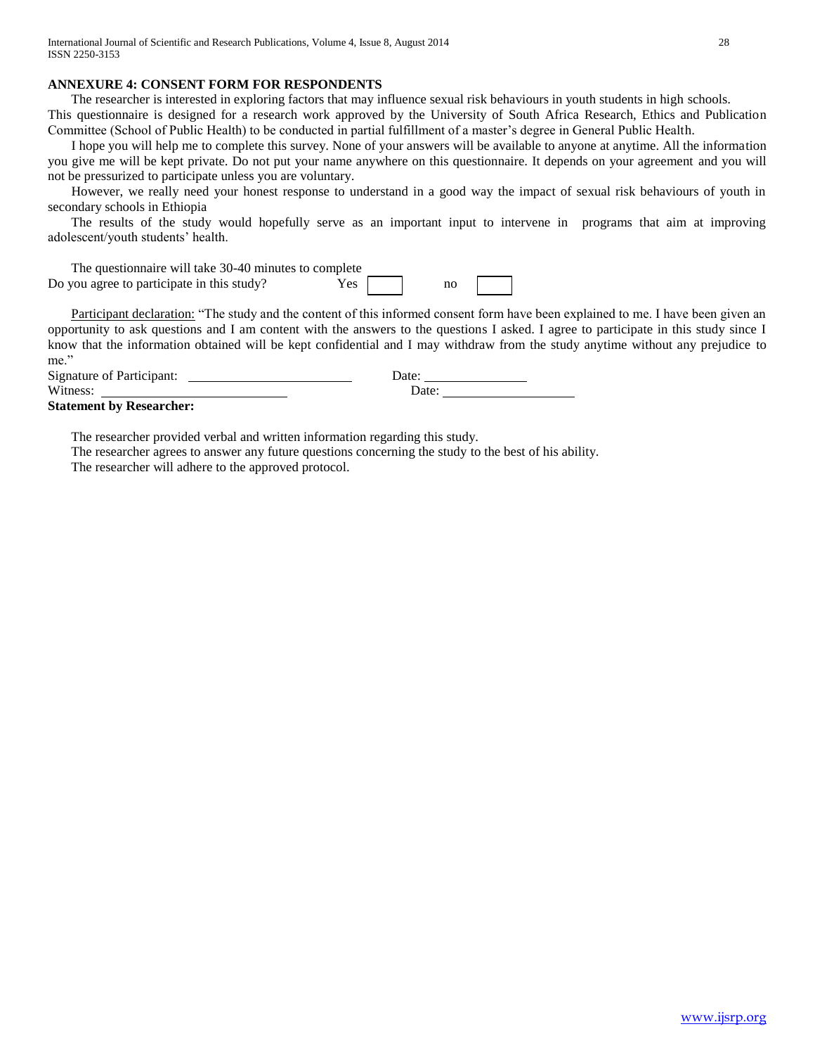## ANNEXURE 4: CONSENT FORM FOR RESPONDENTS

The researcher is interested in exploring factors that may influence sexual risk behaviours in youth students in high schools. This questionnaire is designed for a research work approved by the University of South Africa Research, Ethics and Publication Committee (School of Public Health) to be conducted in partial fulfillment of a master's degree in General Public Health.

I hope you will help me to complete this survey. None of your answers will be available to anyone at anytime. All the information you give me will be kept private. Do not put your name anywhere on this questionnaire. It depends on your agreement and you will not be pressurized to participate unless you are voluntary.

However, we really need your honest response to understand in a good way the impact of sexual risk behaviours of youth in secondary schools in Ethiopia

The results of the study would hopefully serve as an important input to intervene in programs that aim at improving adolescent/youth students' health.

The questionnaire will take 30-40 minutes to complete

Do you agree to participate in this study? Yes ☐ no ☐

Participant declaration: "The study and the content of this informed consent form have been explained to me. I have been given an opportunity to ask questions and I am content with the answers to the questions I asked. I agree to participate in this study since I know that the information obtained will be kept confidential and I may withdraw from the study anytime without any prejudice to me."

Signature of Participant: ______________________ Date: ______________

Witness: ______________________ Date: ______________

**Statement by Researcher:**

The researcher provided verbal and written information regarding this study.

The researcher agrees to answer any future questions concerning the study to the best of his ability.

The researcher will adhere to the approved protocol.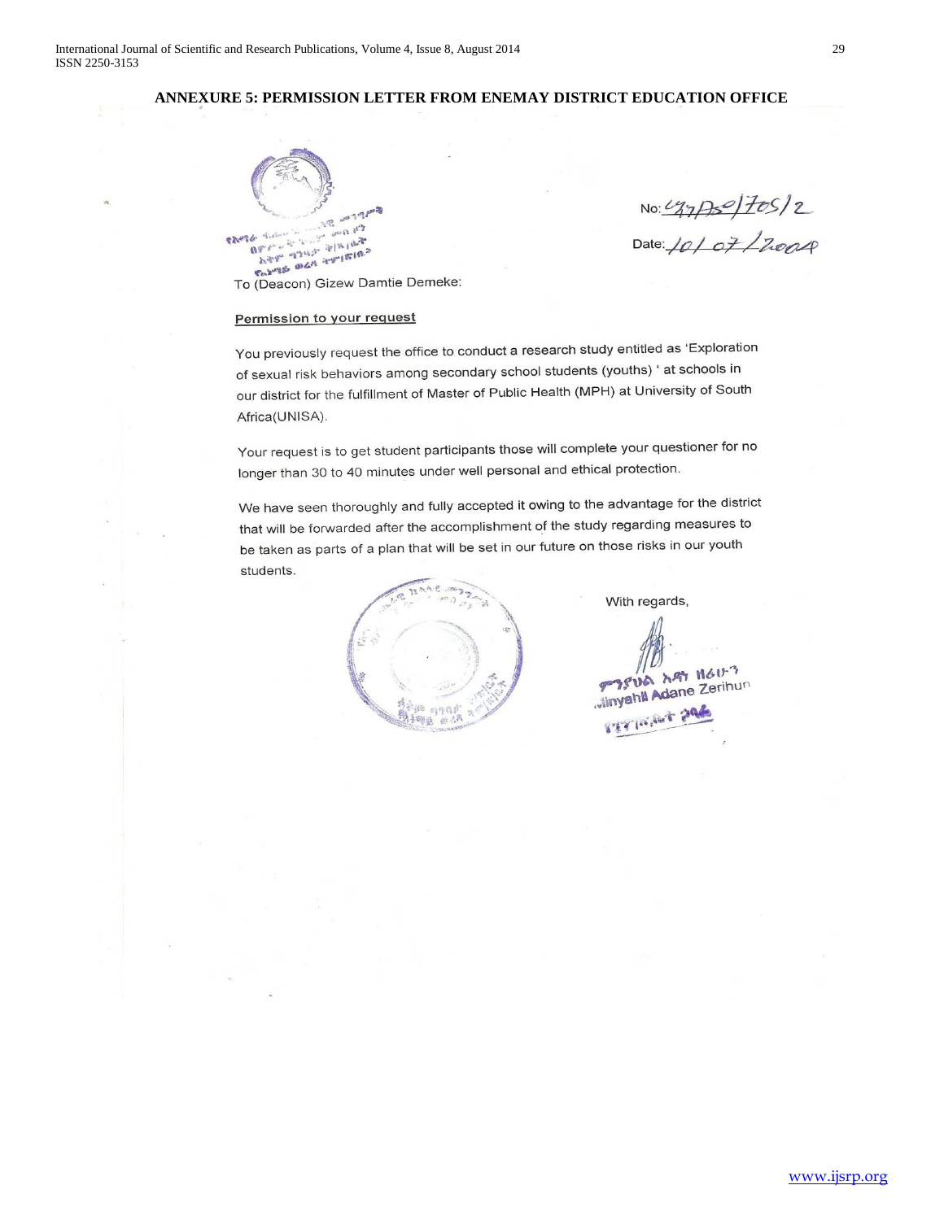## ANNEXURE 5: PERMISSION LETTER FROM ENEMAY DISTRICT EDUCATION OFFICE

No: ዕንብሎ/705/2

Date: 10/07/2009

To (Deacon) Gizew Damtie Demeke:

**Permission to your request**

You previously request the office to conduct a research study entitled as 'Exploration of sexual risk behaviors among secondary school students (youths) ' at schools in our district for the fulfillment of Master of Public Health (MPH) at University of South Africa(UNISA).

Your request is to get student participants those will complete your questioner for no longer than 30 to 40 minutes under well personal and ethical protection.

We have seen thoroughly and fully accepted it owing to the advantage for the district that will be forwarded after the accomplishment of the study regarding measures to be taken as parts of a plan that will be set in our future on those risks in our youth students.

With regards,

ምንያህል አዳነ ዘሪሁን

Minyahil Adane Zerihun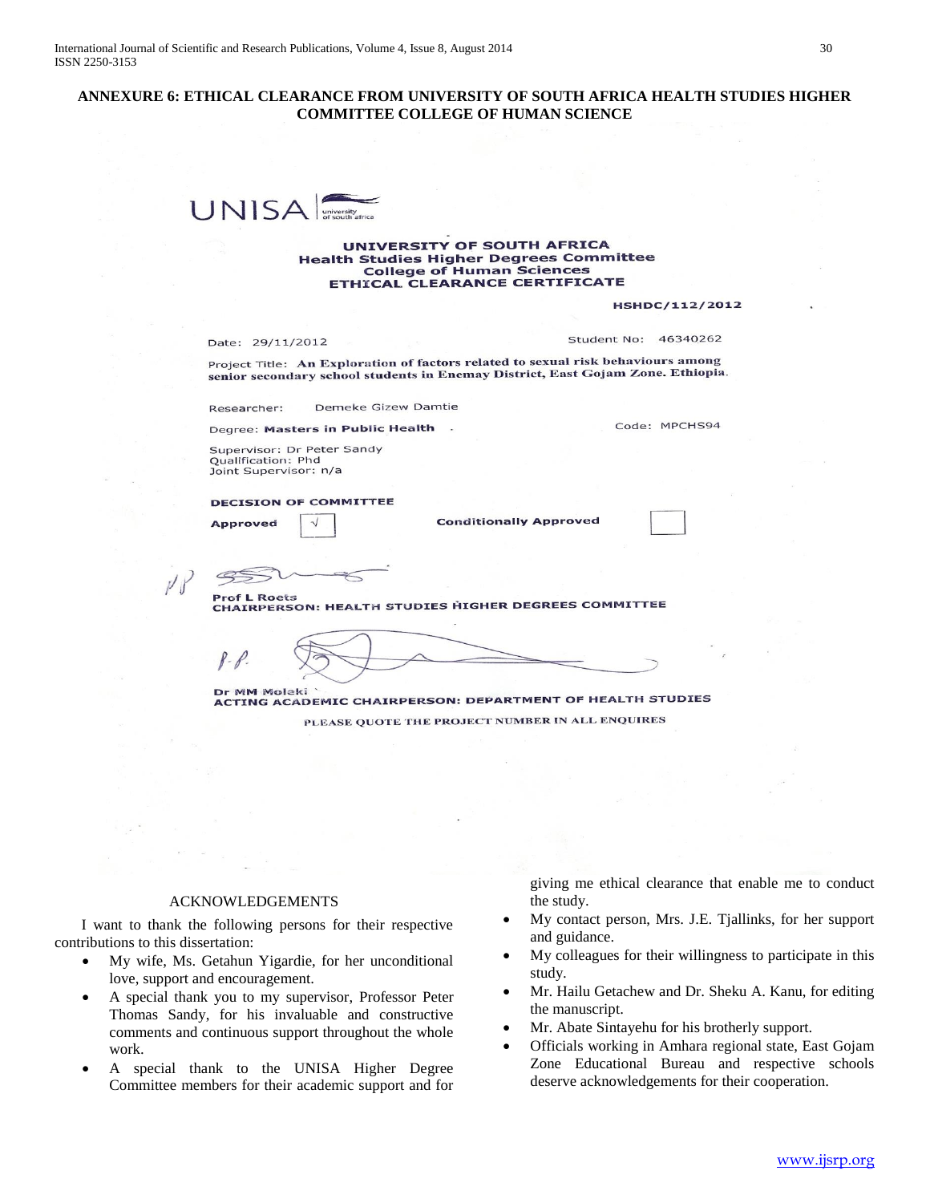## ANNEXURE 6: ETHICAL CLEARANCE FROM UNIVERSITY OF SOUTH AFRICA HEALTH STUDIES HIGHER COMMITTEE COLLEGE OF HUMAN SCIENCE

UNISA university of south africa

**UNIVERSITY OF SOUTH AFRICA**
**Health Studies Higher Degrees Committee**
**College of Human Sciences**
**ETHICAL CLEARANCE CERTIFICATE**

**HSHDC/112/2012**

Date: 29/11/2012

Student No: 46340262

Project Title: **An Exploration of factors related to sexual risk behaviours among senior secondary school students in Enemay District, East Gojam Zone. Ethiopia.**

Researcher: Demeke Gizew Damtie

Degree: **Masters in Public Health**

Code: MPCHS94

Supervisor: Dr Peter Sandy
Qualification: Phd
Joint Supervisor: n/a

**DECISION OF COMMITTEE**

**Approved** √

**Conditionally Approved** ☐

**Prof L Roets**
**CHAIRPERSON: HEALTH STUDIES HIGHER DEGREES COMMITTEE**

**Dr MM Moleki**
**ACTING ACADEMIC CHAIRPERSON: DEPARTMENT OF HEALTH STUDIES**

PLEASE QUOTE THE PROJECT NUMBER IN ALL ENQUIRES

## ACKNOWLEDGEMENTS

I want to thank the following persons for their respective contributions to this dissertation:

- My wife, Ms. Getahun Yigardie, for her unconditional love, support and encouragement.
- A special thank you to my supervisor, Professor Peter Thomas Sandy, for his invaluable and constructive comments and continuous support throughout the whole work.
- A special thank to the UNISA Higher Degree Committee members for their academic support and for giving me ethical clearance that enable me to conduct the study.
- My contact person, Mrs. J.E. Tjallinks, for her support and guidance.
- My colleagues for their willingness to participate in this study.
- Mr. Hailu Getachew and Dr. Sheku A. Kanu, for editing the manuscript.
- Mr. Abate Sintayehu for his brotherly support.
- Officials working in Amhara regional state, East Gojam Zone Educational Bureau and respective schools deserve acknowledgements for their cooperation.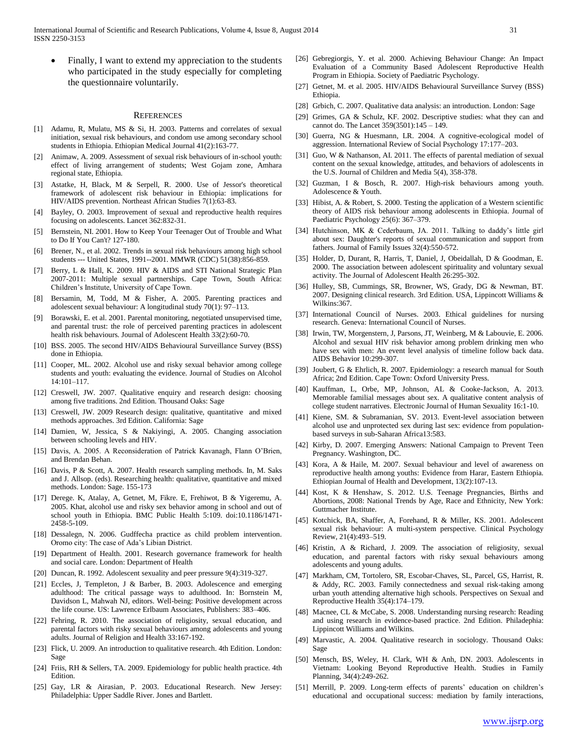- Finally, I want to extend my appreciation to the students who participated in the study especially for completing the questionnaire voluntarily.

## References

[1] Adamu, R, Mulatu, MS & Si, H. 2003. Patterns and correlates of sexual initiation, sexual risk behaviours, and condom use among secondary school students in Ethiopia. Ethiopian Medical Journal 41(2):163-77.

[2] Animaw, A. 2009. Assessment of sexual risk behaviours of in-school youth: effect of living arrangement of students; West Gojam zone, Amhara regional state, Ethiopia.

[3] Astatke, H, Black, M & Serpell, R. 2000. Use of Jessor's theoretical framework of adolescent risk behaviour in Ethiopia: implications for HIV/AIDS prevention. Northeast African Studies 7(1):63-83.

[4] Bayley, O. 2003. Improvement of sexual and reproductive health requires focusing on adolescents. Lancet 362:832-31.

[5] Bernstein, NI. 2001. How to Keep Your Teenager Out of Trouble and What to Do If You Can't? 127-180.

[6] Brener, N., et al. 2002. Trends in sexual risk behaviours among high school students --- United States, 1991--2001. MMWR (CDC) 51(38):856-859.

[7] Berry, L & Hall, K. 2009. HIV & AIDS and STI National Strategic Plan 2007-2011: Multiple sexual partnerships. Cape Town, South Africa: Children's Institute, University of Cape Town.

[8] Bersamin, M, Todd, M & Fisher, A. 2005. Parenting practices and adolescent sexual behaviour: A longitudinal study 70(1): 97–113.

[9] Borawski, E. et al. 2001. Parental monitoring, negotiated unsupervised time, and parental trust: the role of perceived parenting practices in adolescent health risk behaviours. Journal of Adolescent Health 33(2):60-70.

[10] BSS. 2005. The second HIV/AIDS Behavioural Surveillance Survey (BSS) done in Ethiopia.

[11] Cooper, ML. 2002. Alcohol use and risky sexual behavior among college students and youth: evaluating the evidence. Journal of Studies on Alcohol 14:101–117.

[12] Creswell, JW. 2007. Qualitative enquiry and research design: choosing among five traditions. 2nd Edition. Thousand Oaks: Sage

[13] Creswell, JW. 2009 Research design: qualitative, quantitative and mixed methods approaches. 3rd Edition. California: Sage

[14] Damien, W, Jessica, S & Nakiyingi, A. 2005. Changing association between schooling levels and HIV.

[15] Davis, A. 2005. A Reconsideration of Patrick Kavanagh, Flann O'Brien, and Brendan Behan.

[16] Davis, P & Scott, A. 2007. Health research sampling methods. In, M. Saks and J. Allsop. (eds). Researching health: qualitative, quantitative and mixed methods. London: Sage. 155-173

[17] Derege. K, Atalay, A, Getnet, M, Fikre. E, Frehiwot, B & Yigeremu, A. 2005. Khat, alcohol use and risky sex behavior among in school and out of school youth in Ethiopia. BMC Public Health 5:109. doi:10.1186/1471-2458-5-109.

[18] Dessalegn, N. 2006. Gudffecha practice as child problem intervention. Oromo city: The case of Ada's Libian District.

[19] Department of Health. 2001. Research governance framework for health and social care. London: Department of Health

[20] Duncan, R. 1992. Adolescent sexuality and peer pressure 9(4):319-327.

[21] Eccles, J, Templeton, J & Barber, B. 2003. Adolescence and emerging adulthood: The critical passage ways to adulthood. In: Bornstein M, Davidson L, Mahwah NJ, editors. Well-being: Positive development across the life course. US: Lawrence Erlbaum Associates, Publishers: 383–406.

[22] Fehring, R. 2010. The association of religiosity, sexual education, and parental factors with risky sexual behaviours among adolescents and young adults. Journal of Religion and Health 33:167-192.

[23] Flick, U. 2009. An introduction to qualitative research. 4th Edition. London: Sage

[24] Friis, RH & Sellers, TA. 2009. Epidemiology for public health practice. 4th Edition.

[25] Gay, LR & Airasian, P. 2003. Educational Research. New Jersey: Philadelphia: Upper Saddle River. Jones and Bartlett.

[26] Gebregiorgis, Y. et al. 2000. Achieving Behaviour Change: An Impact Evaluation of a Community Based Adolescent Reproductive Health Program in Ethiopia. Society of Paediatric Psychology.

[27] Getnet, M. et al. 2005. HIV/AIDS Behavioural Surveillance Survey (BSS) Ethiopia.

[28] Grbich, C. 2007. Qualitative data analysis: an introduction. London: Sage

[29] Grimes, GA & Schulz, KF. 2002. Descriptive studies: what they can and cannot do. The Lancet 359(3501):145 – 149.

[30] Guerra, NG & Huesmann, LR. 2004. A cognitive-ecological model of aggression. International Review of Social Psychology 17:177–203.

[31] Guo, W & Nathanson, AI. 2011. The effects of parental mediation of sexual content on the sexual knowledge, attitudes, and behaviors of adolescents in the U.S. Journal of Children and Media 5(4), 358-378.

[32] Guzman, I & Bosch, R. 2007. High-risk behaviours among youth. Adolescence & Youth.

[33] Hibist, A. & Robert, S. 2000. Testing the application of a Western scientific theory of AIDS risk behaviour among adolescents in Ethiopia. Journal of Paediatric Psychology 25(6): 367–379.

[34] Hutchinson, MK & Cederbaum, JA. 2011. Talking to daddy's little girl about sex: Daughter's reports of sexual communication and support from fathers. Journal of Family Issues 32(4):550-572.

[35] Holder, D, Durant, R, Harris, T, Daniel, J, Obeidallah, D & Goodman, E. 2000. The association between adolescent spirituality and voluntary sexual activity. The Journal of Adolescent Health 26:295-302.

[36] Hulley, SB, Cummings, SR, Browner, WS, Grady, DG & Newman, BT. 2007. Designing clinical research. 3rd Edition. USA, Lippincott Williams & Wilkins:367.

[37] International Council of Nurses. 2003. Ethical guidelines for nursing research. Geneva: International Council of Nurses.

[38] Irwin, TW, Morgenstern, J, Parsons, JT, Weinberg, M & Labouvie, E. 2006. Alcohol and sexual HIV risk behavior among problem drinking men who have sex with men: An event level analysis of timeline follow back data. AIDS Behavior 10:299-307.

[39] Joubert, G & Ehrlich, R. 2007. Epidemiology: a research manual for South Africa; 2nd Edition. Cape Town: Oxford University Press.

[40] Kauffman, L, Orbe, MP, Johnson, AL & Cooke-Jackson, A. 2013. Memorable familial messages about sex. A qualitative content analysis of college student narratives. Electronic Journal of Human Sexuality 16:1-10.

[41] Kiene, SM. & Subramanian, SV. 2013. Event-level association between alcohol use and unprotected sex during last sex: evidence from population-based surveys in sub-Saharan Africa13:583.

[42] Kirby, D. 2007. Emerging Answers: National Campaign to Prevent Teen Pregnancy. Washington, DC.

[43] Kora, A & Haile, M. 2007. Sexual behaviour and level of awareness on reproductive health among youths: Evidence from Harar, Eastern Ethiopia. Ethiopian Journal of Health and Development, 13(2):107-13.

[44] Kost, K & Henshaw, S. 2012. U.S. Teenage Pregnancies, Births and Abortions, 2008: National Trends by Age, Race and Ethnicity, New York: Guttmacher Institute.

[45] Kotchick, BA, Shaffer, A, Forehand, R & Miller, KS. 2001. Adolescent sexual risk behaviour: A multi-system perspective. Clinical Psychology Review, 21(4):493–519.

[46] Kristin, A & Richard, J. 2009. The association of religiosity, sexual education, and parental factors with risky sexual behaviours among adolescents and young adults.

[47] Markham, CM, Tortolero, SR, Escobar-Chaves, SL, Parcel, GS, Harrist, R. & Addy, RC. 2003. Family connectedness and sexual risk-taking among urban youth attending alternative high schools. Perspectives on Sexual and Reproductive Health 35(4):174–179.

[48] Macnee, CL & McCabe, S. 2008. Understanding nursing research: Reading and using research in evidence-based practice. 2nd Edition. Philadephia: Lippincott Williams and Wilkins.

[49] Marvastic, A. 2004. Qualitative research in sociology. Thousand Oaks: Sage

[50] Mensch, BS, Weley, H. Clark, WH & Anh, DN. 2003. Adolescents in Vietnam: Looking Beyond Reproductive Health. Studies in Family Planning, 34(4):249-262.

[51] Merrill, P. 2009. Long-term effects of parents' education on children's educational and occupational success: mediation by family interactions,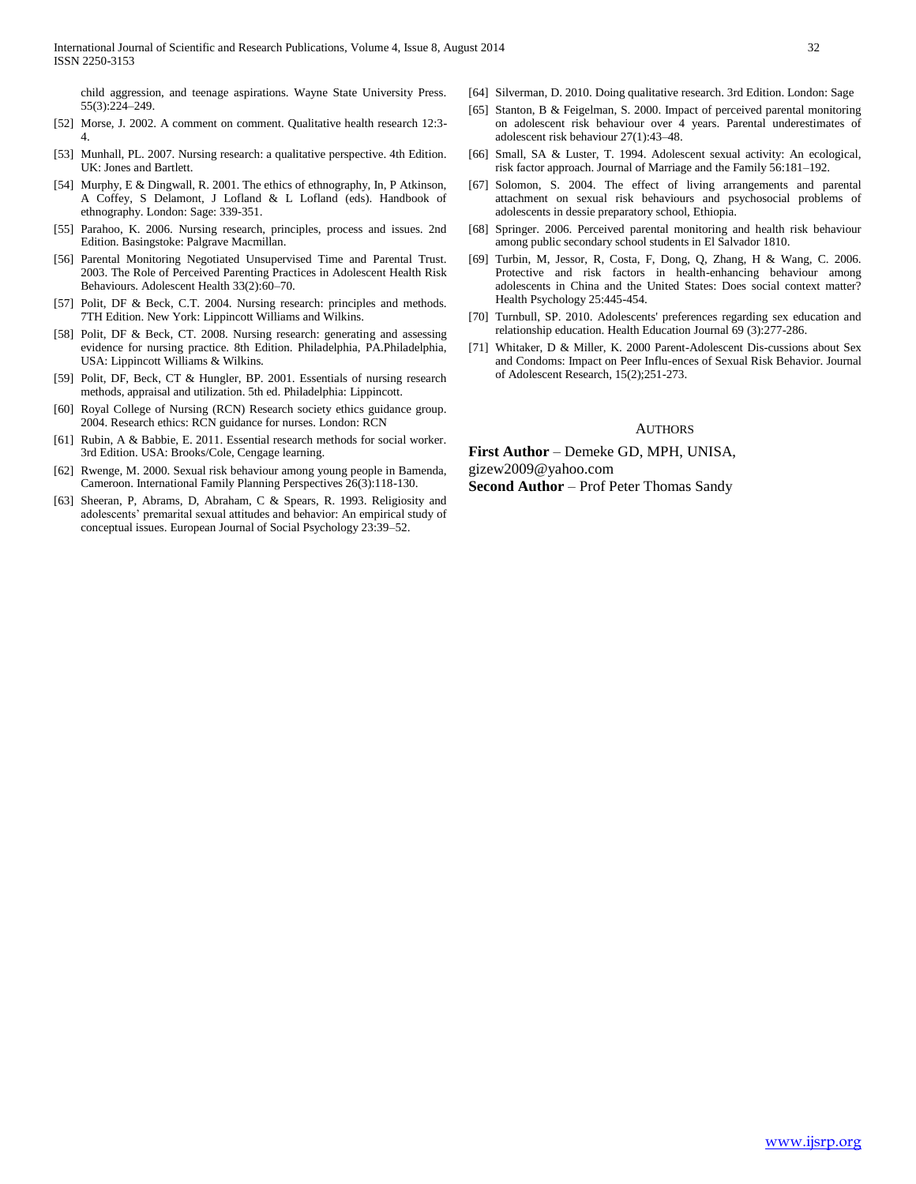child aggression, and teenage aspirations. Wayne State University Press. 55(3):224–249.

[52] Morse, J. 2002. A comment on comment. Qualitative health research 12:3-4.

[53] Munhall, PL. 2007. Nursing research: a qualitative perspective. 4th Edition. UK: Jones and Bartlett.

[54] Murphy, E & Dingwall, R. 2001. The ethics of ethnography, In, P Atkinson, A Coffey, S Delamont, J Lofland & L Lofland (eds). Handbook of ethnography. London: Sage: 339-351.

[55] Parahoo, K. 2006. Nursing research, principles, process and issues. 2nd Edition. Basingstoke: Palgrave Macmillan.

[56] Parental Monitoring Negotiated Unsupervised Time and Parental Trust. 2003. The Role of Perceived Parenting Practices in Adolescent Health Risk Behaviours. Adolescent Health 33(2):60–70.

[57] Polit, DF & Beck, C.T. 2004. Nursing research: principles and methods. 7TH Edition. New York: Lippincott Williams and Wilkins.

[58] Polit, DF & Beck, CT. 2008. Nursing research: generating and assessing evidence for nursing practice. 8th Edition. Philadelphia, PA.Philadelphia, USA: Lippincott Williams & Wilkins.

[59] Polit, DF, Beck, CT & Hungler, BP. 2001. Essentials of nursing research methods, appraisal and utilization. 5th ed. Philadelphia: Lippincott.

[60] Royal College of Nursing (RCN) Research society ethics guidance group. 2004. Research ethics: RCN guidance for nurses. London: RCN

[61] Rubin, A & Babbie, E. 2011. Essential research methods for social worker. 3rd Edition. USA: Brooks/Cole, Cengage learning.

[62] Rwenge, M. 2000. Sexual risk behaviour among young people in Bamenda, Cameroon. International Family Planning Perspectives 26(3):118-130.

[63] Sheeran, P, Abrams, D, Abraham, C & Spears, R. 1993. Religiosity and adolescents' premarital sexual attitudes and behavior: An empirical study of conceptual issues. European Journal of Social Psychology 23:39–52.

[64] Silverman, D. 2010. Doing qualitative research. 3rd Edition. London: Sage

[65] Stanton, B & Feigelman, S. 2000. Impact of perceived parental monitoring on adolescent risk behaviour over 4 years. Parental underestimates of adolescent risk behaviour 27(1):43–48.

[66] Small, SA & Luster, T. 1994. Adolescent sexual activity: An ecological, risk factor approach. Journal of Marriage and the Family 56:181–192.

[67] Solomon, S. 2004. The effect of living arrangements and parental attachment on sexual risk behaviours and psychosocial problems of adolescents in dessie preparatory school, Ethiopia.

[68] Springer. 2006. Perceived parental monitoring and health risk behaviour among public secondary school students in El Salvador 1810.

[69] Turbin, M, Jessor, R, Costa, F, Dong, Q, Zhang, H & Wang, C. 2006. Protective and risk factors in health-enhancing behaviour among adolescents in China and the United States: Does social context matter? Health Psychology 25:445-454.

[70] Turnbull, SP. 2010. Adolescents' preferences regarding sex education and relationship education. Health Education Journal 69 (3):277-286.

[71] Whitaker, D & Miller, K. 2000 Parent-Adolescent Dis-cussions about Sex and Condoms: Impact on Peer Influ-ences of Sexual Risk Behavior. Journal of Adolescent Research, 15(2);251-273.

## Authors

**First Author** – Demeke GD, MPH, UNISA, gizew2009@yahoo.com

**Second Author** – Prof Peter Thomas Sandy